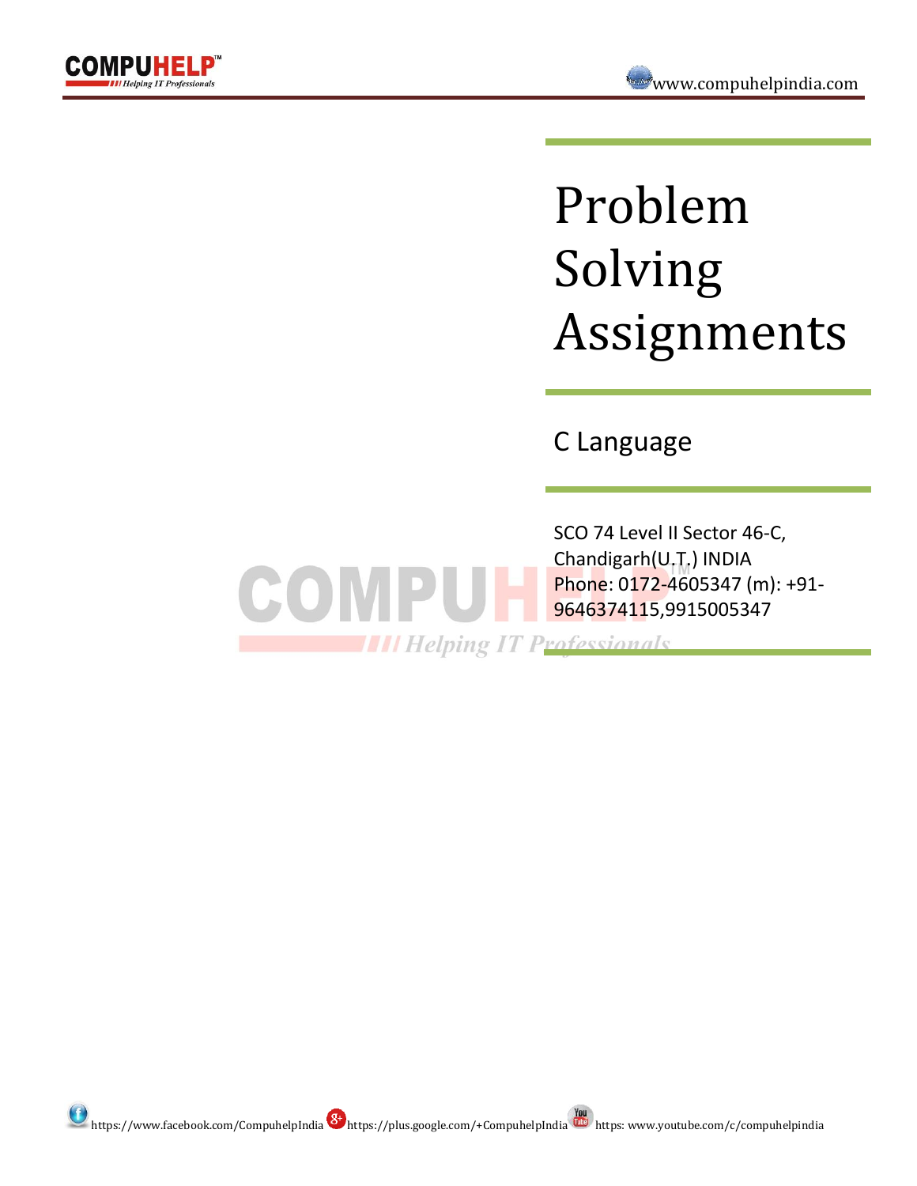# Problem Solving Assignments

## C Language

SCO 74 Level II Sector 46-C, Chandigarh(U.T.) INDIA
Phone: 0172-4605347 (m): +91-9646374115,9915005347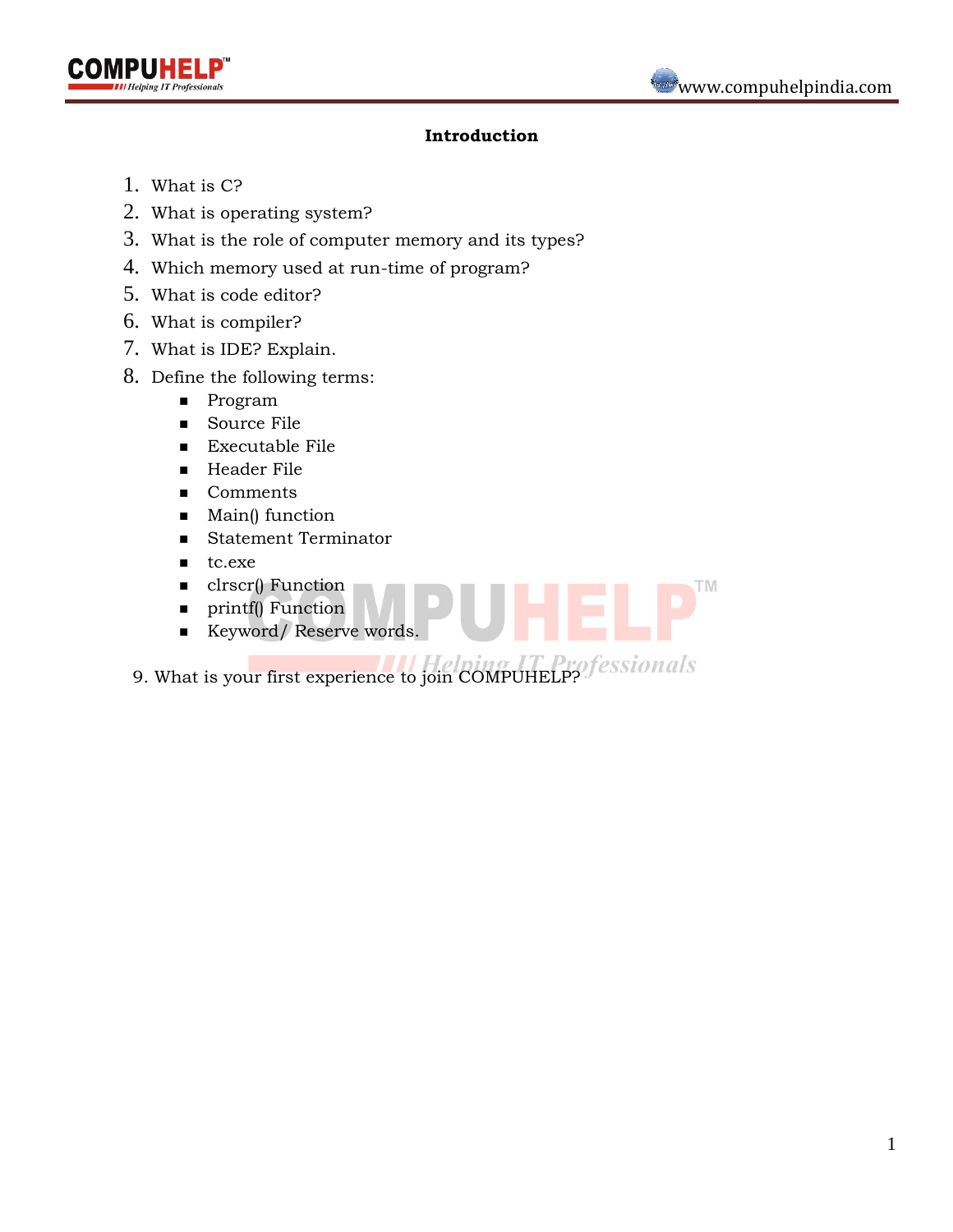## Introduction

1. What is C?
2. What is operating system?
3. What is the role of computer memory and its types?
4. Which memory used at run-time of program?
5. What is code editor?
6. What is compiler?
7. What is IDE? Explain.
8. Define the following terms:
   - Program
   - Source File
   - Executable File
   - Header File
   - Comments
   - Main() function
   - Statement Terminator
   - tc.exe
   - clrscr() Function
   - printf() Function
   - Keyword/ Reserve words.

9. What is your first experience to join COMPUHELP?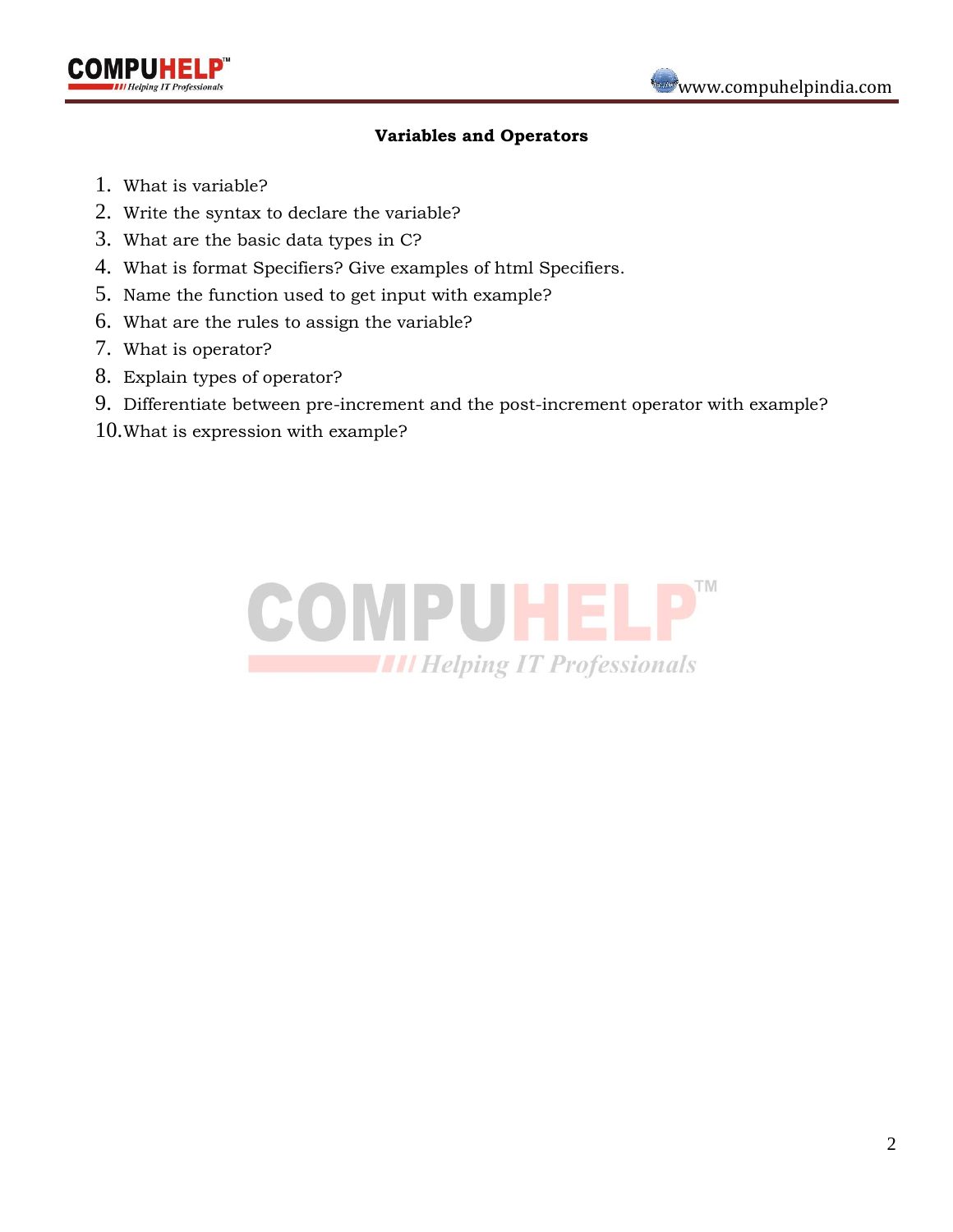## Variables and Operators

1. What is variable?
2. Write the syntax to declare the variable?
3. What are the basic data types in C?
4. What is format Specifiers? Give examples of html Specifiers.
5. Name the function used to get input with example?
6. What are the rules to assign the variable?
7. What is operator?
8. Explain types of operator?
9. Differentiate between pre-increment and the post-increment operator with example?
10. What is expression with example?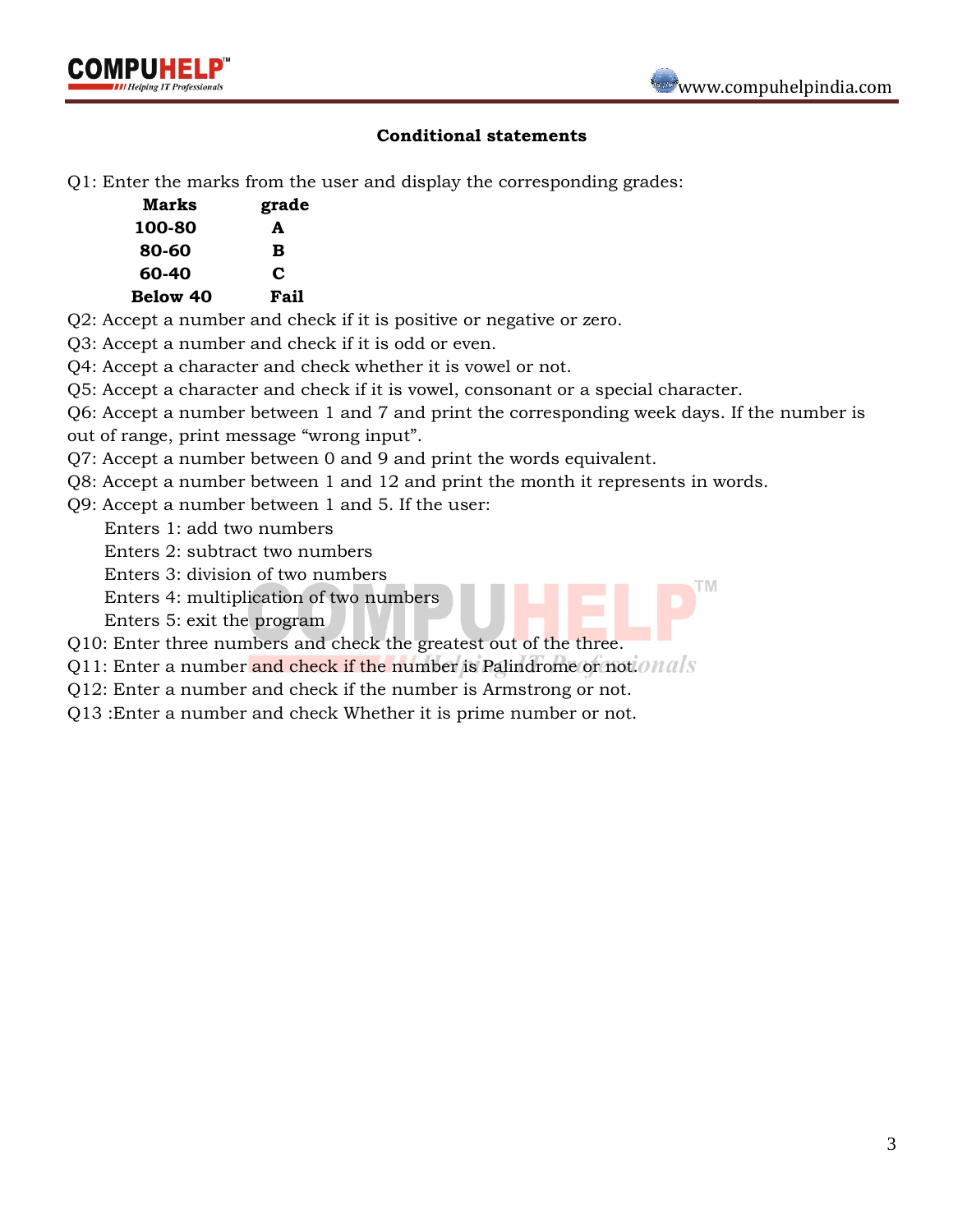## Conditional statements

Q1: Enter the marks from the user and display the corresponding grades:

| Marks | grade |
|---|---|
| 100-80 | A |
| 80-60 | B |
| 60-40 | C |
| Below 40 | Fail |

Q2: Accept a number and check if it is positive or negative or zero.

Q3: Accept a number and check if it is odd or even.

Q4: Accept a character and check whether it is vowel or not.

Q5: Accept a character and check if it is vowel, consonant or a special character.

Q6: Accept a number between 1 and 7 and print the corresponding week days. If the number is out of range, print message “wrong input”.

Q7: Accept a number between 0 and 9 and print the words equivalent.

Q8: Accept a number between 1 and 12 and print the month it represents in words.

Q9: Accept a number between 1 and 5. If the user:

- Enters 1: add two numbers
- Enters 2: subtract two numbers
- Enters 3: division of two numbers
- Enters 4: multiplication of two numbers
- Enters 5: exit the program

Q10: Enter three numbers and check the greatest out of the three.

Q11: Enter a number and check if the number is Palindrome or not.

Q12: Enter a number and check if the number is Armstrong or not.

Q13 :Enter a number and check Whether it is prime number or not.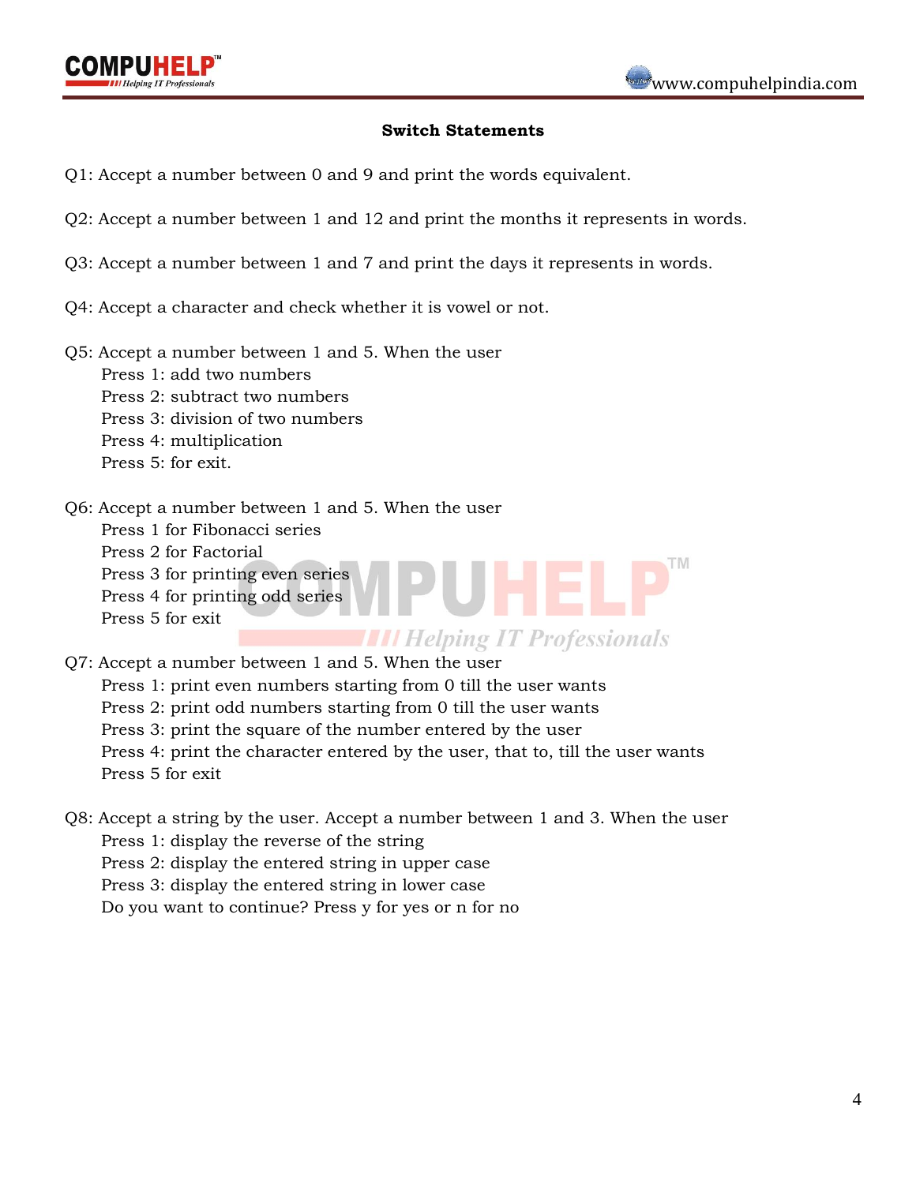## Switch Statements

Q1: Accept a number between 0 and 9 and print the words equivalent.

Q2: Accept a number between 1 and 12 and print the months it represents in words.

Q3: Accept a number between 1 and 7 and print the days it represents in words.

Q4: Accept a character and check whether it is vowel or not.

Q5: Accept a number between 1 and 5. When the user
- Press 1: add two numbers
- Press 2: subtract two numbers
- Press 3: division of two numbers
- Press 4: multiplication
- Press 5: for exit.

Q6: Accept a number between 1 and 5. When the user
- Press 1 for Fibonacci series
- Press 2 for Factorial
- Press 3 for printing even series
- Press 4 for printing odd series
- Press 5 for exit

Q7: Accept a number between 1 and 5. When the user
- Press 1: print even numbers starting from 0 till the user wants
- Press 2: print odd numbers starting from 0 till the user wants
- Press 3: print the square of the number entered by the user
- Press 4: print the character entered by the user, that to, till the user wants
- Press 5 for exit

Q8: Accept a string by the user. Accept a number between 1 and 3. When the user
- Press 1: display the reverse of the string
- Press 2: display the entered string in upper case
- Press 3: display the entered string in lower case
- Do you want to continue? Press y for yes or n for no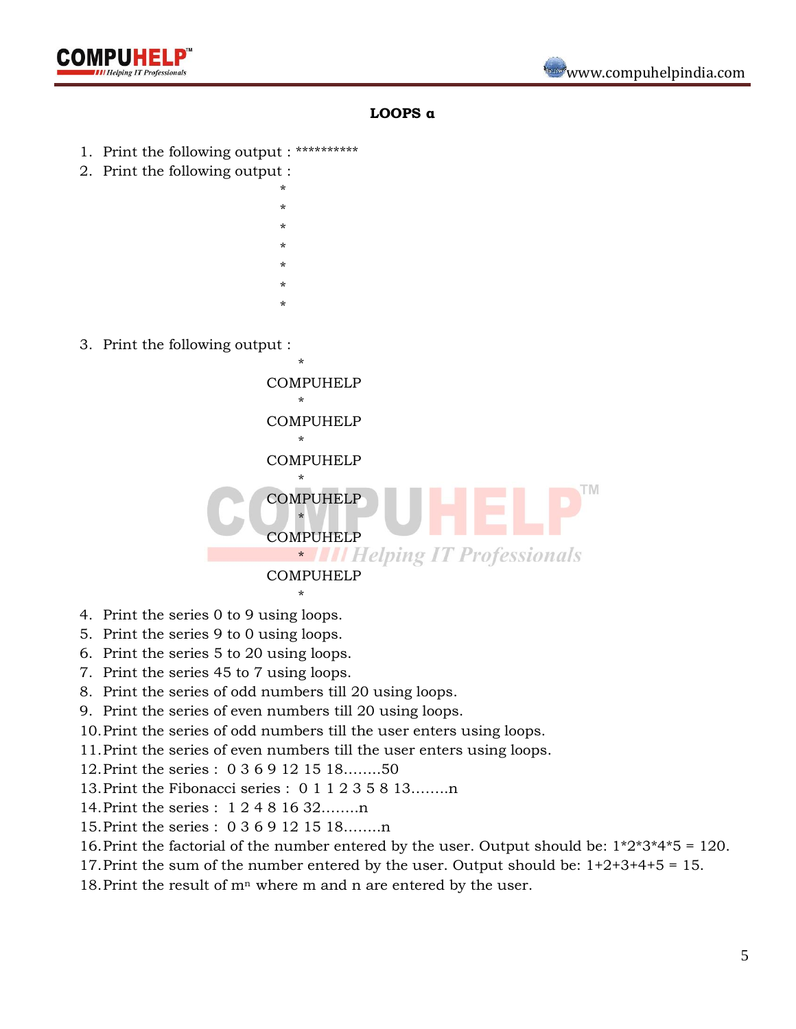### LOOPS α

1. Print the following output : **********
2. Print the following output :

```
*
*
*
*
*
*
*
```

3. Print the following output :

```
    *
COMPUHELP
    *
COMPUHELP
    *
COMPUHELP
    *
COMPUHELP
    *
COMPUHELP
    *
COMPUHELP
    *
```

4. Print the series 0 to 9 using loops.
5. Print the series 9 to 0 using loops.
6. Print the series 5 to 20 using loops.
7. Print the series 45 to 7 using loops.
8. Print the series of odd numbers till 20 using loops.
9. Print the series of even numbers till 20 using loops.
10. Print the series of odd numbers till the user enters using loops.
11. Print the series of even numbers till the user enters using loops.
12. Print the series : 0 3 6 9 12 15 18........50
13. Print the Fibonacci series : 0 1 1 2 3 5 8 13........n
14. Print the series : 1 2 4 8 16 32........n
15. Print the series : 0 3 6 9 12 15 18........n
16. Print the factorial of the number entered by the user. Output should be: 1*2*3*4*5 = 120.
17. Print the sum of the number entered by the user. Output should be: 1+2+3+4+5 = 15.
18. Print the result of $m^n$ where m and n are entered by the user.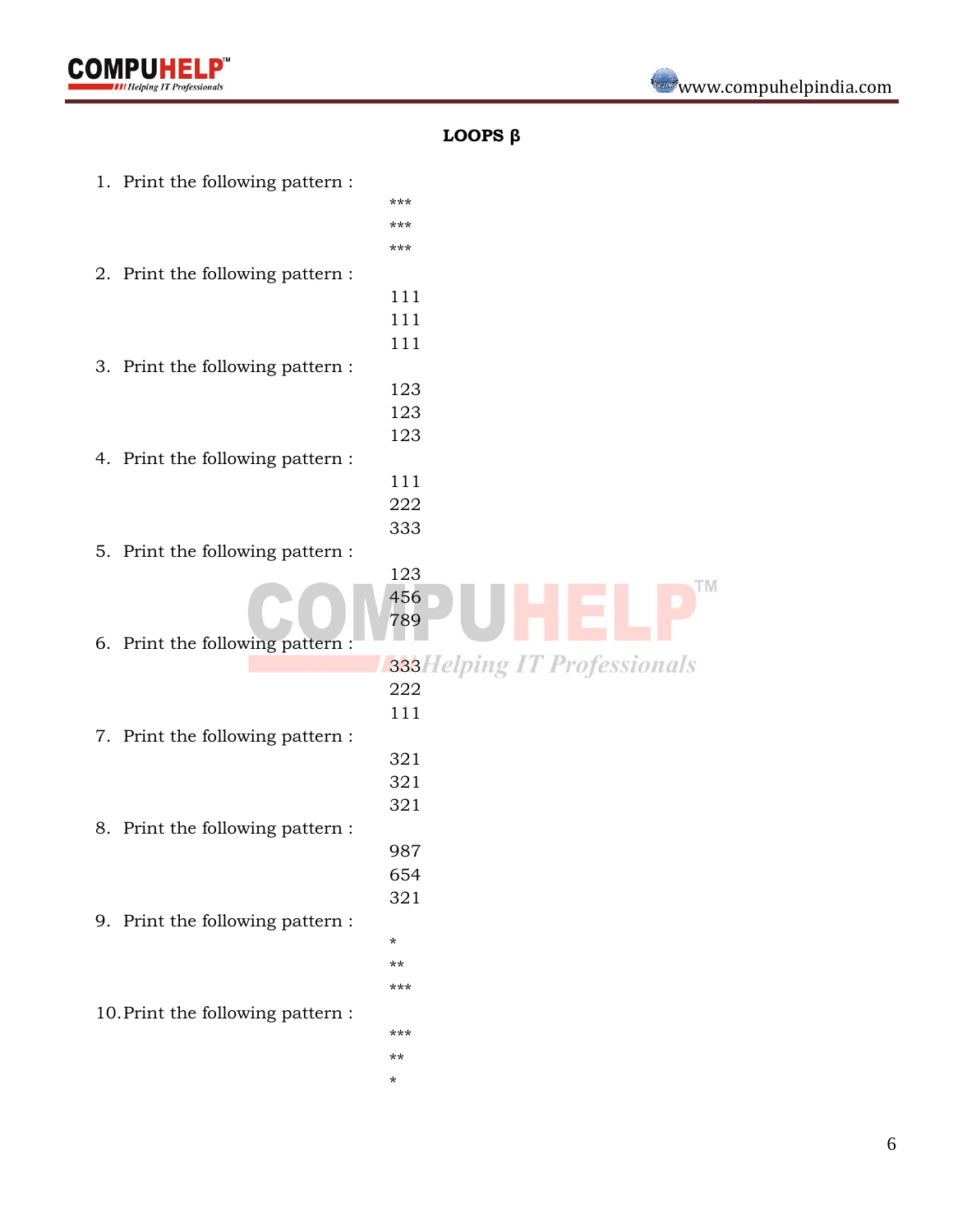## LOOPS β

1. Print the following pattern :

```
***
***
***
```

2. Print the following pattern :

```
111
111
111
```

3. Print the following pattern :

```
123
123
123
```

4. Print the following pattern :

```
111
222
333
```

5. Print the following pattern :

```
123
456
789
```

6. Print the following pattern :

```
333
222
111
```

7. Print the following pattern :

```
321
321
321
```

8. Print the following pattern :

```
987
654
321
```

9. Print the following pattern :

```
*
**
***
```

10. Print the following pattern :

```
***
**
*
```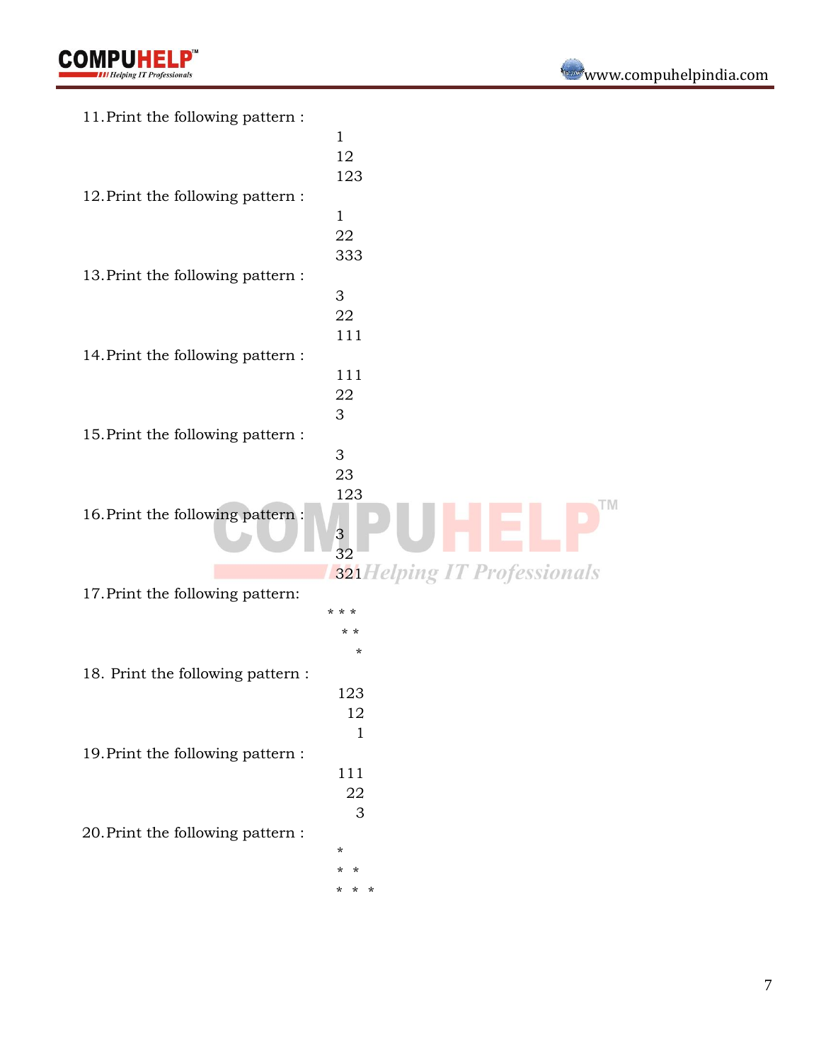11. Print the following pattern :

```
1
12
123
```

12. Print the following pattern :

```
1
22
333
```

13. Print the following pattern :

```
3
22
111
```

14. Print the following pattern :

```
111
22
3
```

15. Print the following pattern :

```
3
23
123
```

16. Print the following pattern :

```
3
32
321
```

17. Print the following pattern:

```
* * *
  * *
    *
```

18. Print the following pattern :

```
123
 12
  1
```

19. Print the following pattern :

```
111
 22
  3
```

20. Print the following pattern :

```
*
*  *
*  *  *
```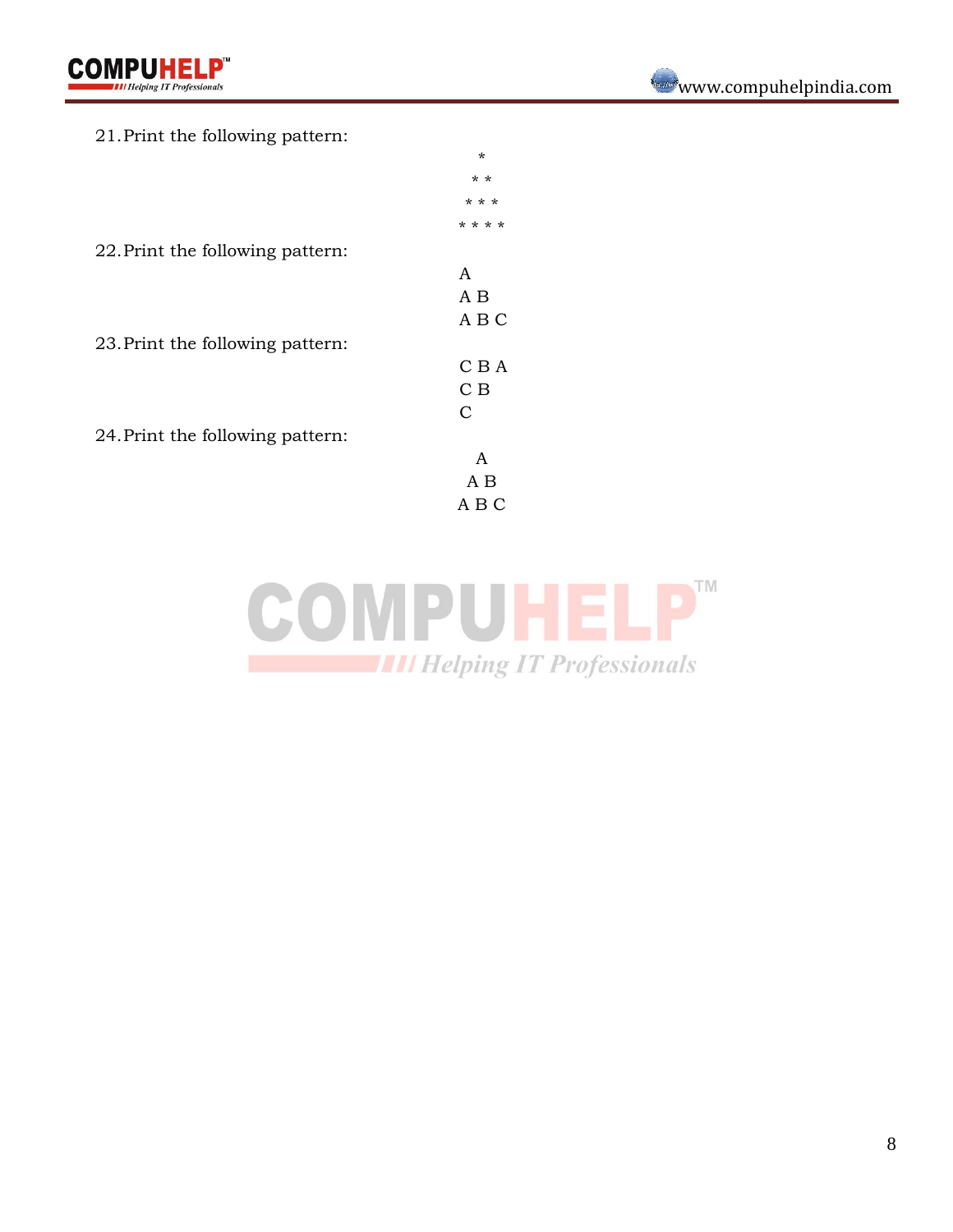21. Print the following pattern:

```
   *
  * *
 * * *
* * * *
```

22. Print the following pattern:

```
A
A B
A B C
```

23. Print the following pattern:

```
C B A
C B
C
```

24. Print the following pattern:

```
  A
 A B
A B C
```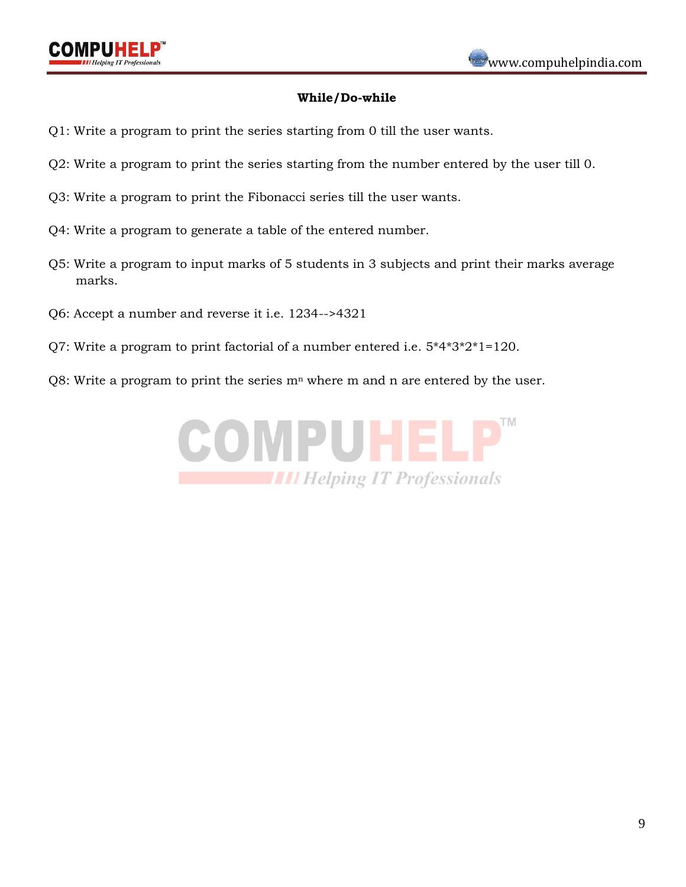## While/Do-while

Q1: Write a program to print the series starting from 0 till the user wants.

Q2: Write a program to print the series starting from the number entered by the user till 0.

Q3: Write a program to print the Fibonacci series till the user wants.

Q4: Write a program to generate a table of the entered number.

Q5: Write a program to input marks of 5 students in 3 subjects and print their marks average marks.

Q6: Accept a number and reverse it i.e. 1234-->4321

Q7: Write a program to print factorial of a number entered i.e. 5*4*3*2*1=120.

Q8: Write a program to print the series $m^n$ where m and n are entered by the user.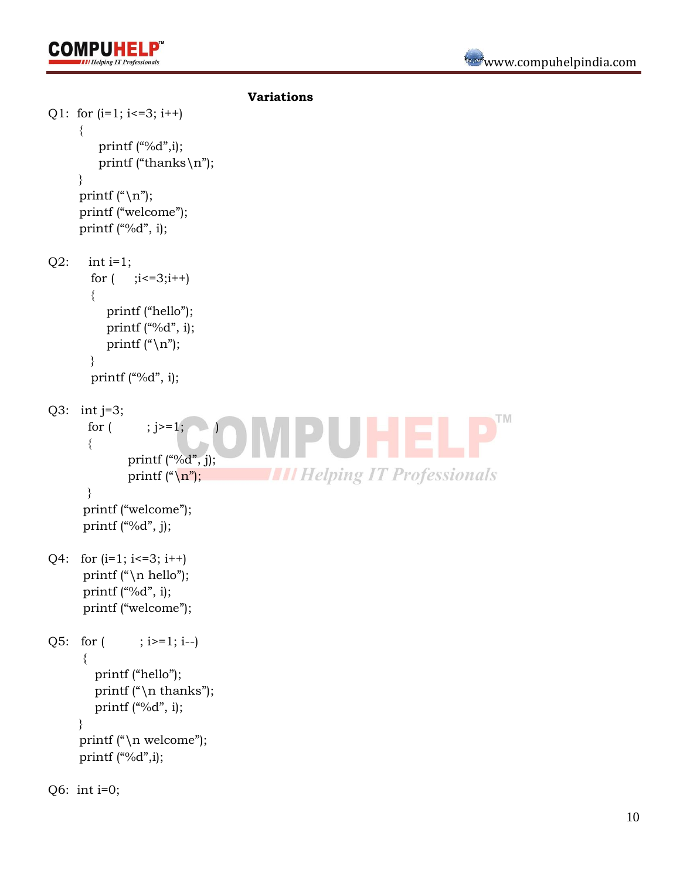## Variations

Q1:
```
for (i=1; i<=3; i++)
{
    printf ("%d",i);
    printf ("thanks\n");
}
printf ("\n");
printf ("welcome");
printf ("%d", i);
```

Q2:
```
int i=1;
for (     ;i<=3;i++)
{
    printf ("hello");
    printf ("%d", i);
    printf ("\n");
}
printf ("%d", i);
```

Q3:
```
int j=3;
for (        ; j>=1;        )
{
        printf ("%d", j);
        printf ("\n");
}
printf ("welcome");
printf ("%d", j);
```

Q4:
```
for (i=1; i<=3; i++)
printf ("\n hello");
printf ("%d", i);
printf ("welcome");
```

Q5:
```
for (        ; i>=1; i--)
{
    printf ("hello");
    printf ("\n thanks");
    printf ("%d", i);
}
printf ("\n welcome");
printf ("%d",i);
```

Q6:
```
int i=0;
```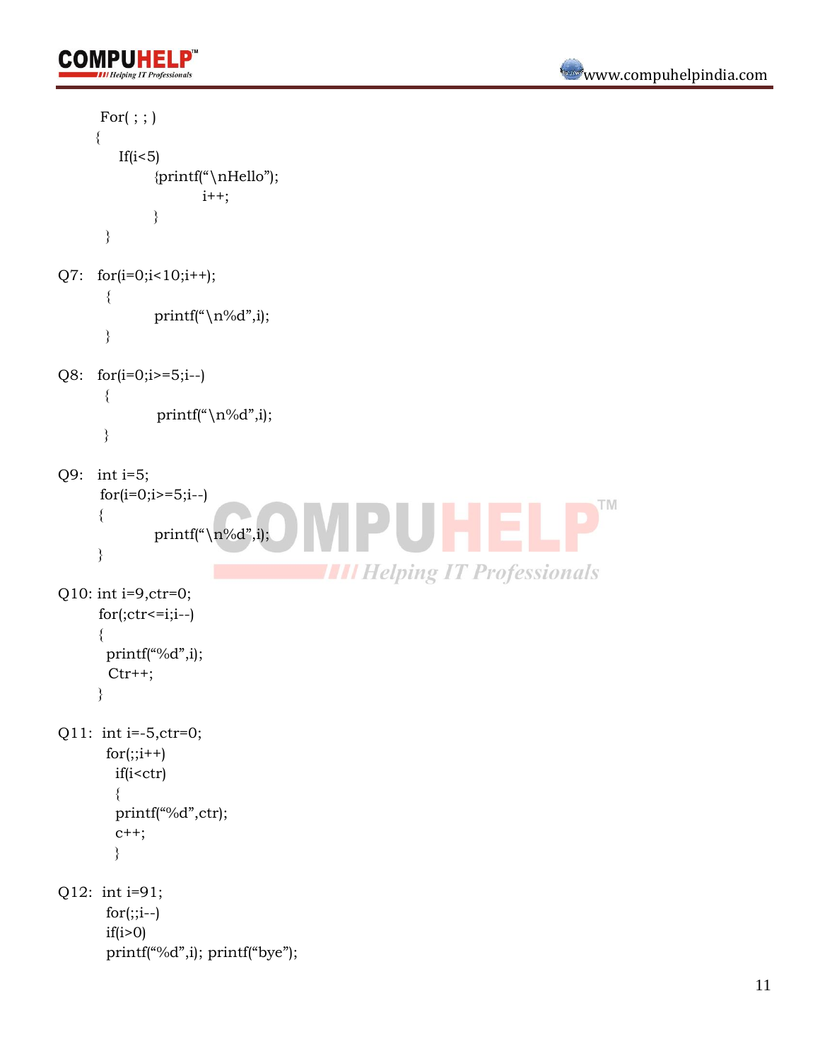```
For( ; ; )
{
    If(i<5)
        {printf("\nHello");
            i++;
        }
}
```

Q7:
```
for(i=0;i<10;i++);
{
    printf("\n%d",i);
}
```

Q8:
```
for(i=0;i>=5;i--)
{
    printf("\n%d",i);
}
```

Q9:
```
int i=5;
for(i=0;i>=5;i--)
{
    printf("\n%d",i);
}
```

Q10:
```
int i=9,ctr=0;
for(;ctr<=i;i--)
{
 printf("%d",i);
 Ctr++;
}
```

Q11:
```
int i=-5,ctr=0;
for(;;i++)
  if(i<ctr)
  {
  printf("%d",ctr);
  c++;
  }
```

Q12:
```
int i=91;
for(;;i--)
if(i>0)
printf("%d",i); printf("bye");
```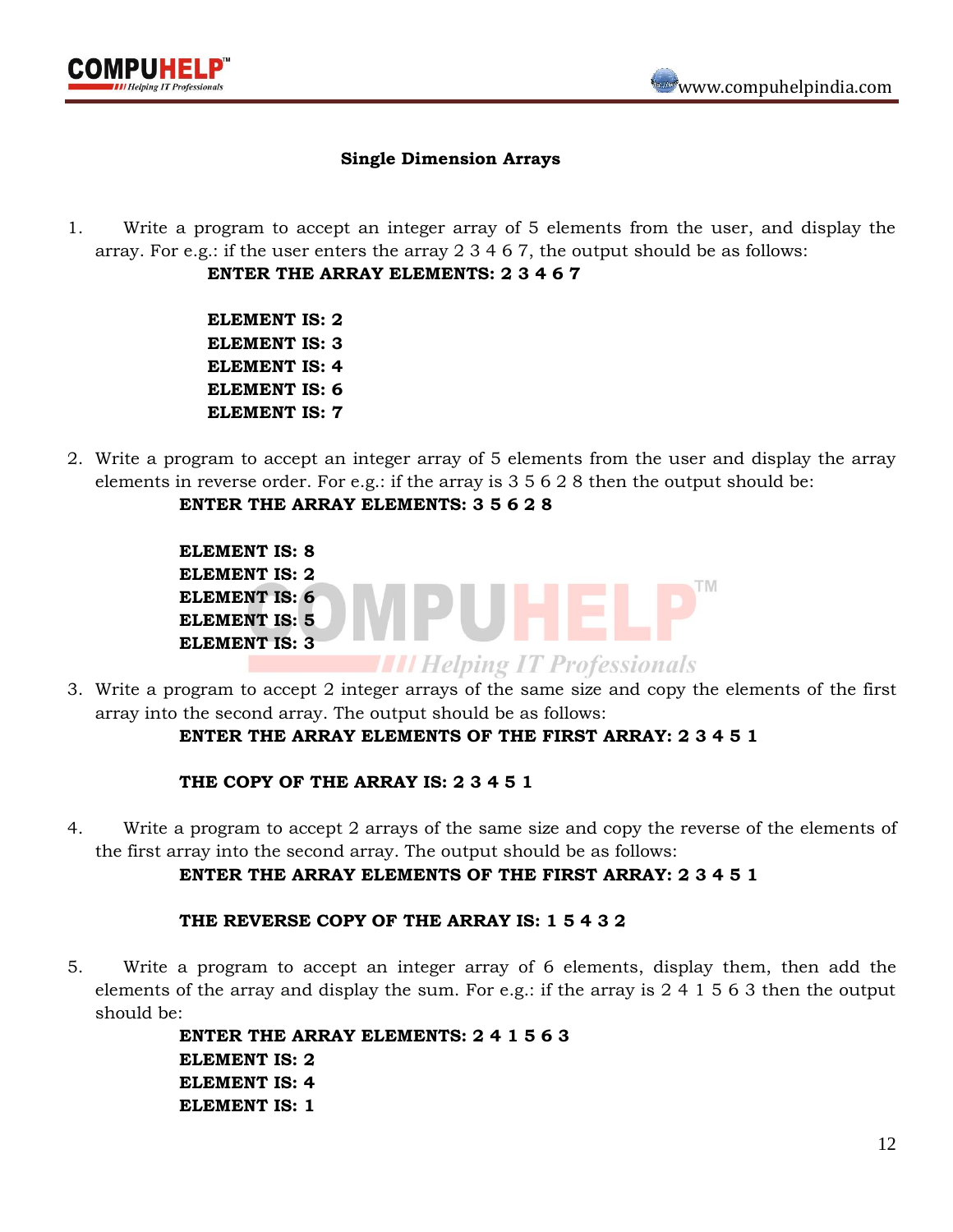## Single Dimension Arrays

1. Write a program to accept an integer array of 5 elements from the user, and display the array. For e.g.: if the user enters the array 2 3 4 6 7, the output should be as follows:

   **ENTER THE ARRAY ELEMENTS: 2 3 4 6 7**

   **ELEMENT IS: 2**
   **ELEMENT IS: 3**
   **ELEMENT IS: 4**
   **ELEMENT IS: 6**
   **ELEMENT IS: 7**

2. Write a program to accept an integer array of 5 elements from the user and display the array elements in reverse order. For e.g.: if the array is 3 5 6 2 8 then the output should be:

   **ENTER THE ARRAY ELEMENTS: 3 5 6 2 8**

   **ELEMENT IS: 8**
   **ELEMENT IS: 2**
   **ELEMENT IS: 6**
   **ELEMENT IS: 5**
   **ELEMENT IS: 3**

3. Write a program to accept 2 integer arrays of the same size and copy the elements of the first array into the second array. The output should be as follows:

   **ENTER THE ARRAY ELEMENTS OF THE FIRST ARRAY: 2 3 4 5 1**

   **THE COPY OF THE ARRAY IS: 2 3 4 5 1**

4. Write a program to accept 2 arrays of the same size and copy the reverse of the elements of the first array into the second array. The output should be as follows:

   **ENTER THE ARRAY ELEMENTS OF THE FIRST ARRAY: 2 3 4 5 1**

   **THE REVERSE COPY OF THE ARRAY IS: 1 5 4 3 2**

5. Write a program to accept an integer array of 6 elements, display them, then add the elements of the array and display the sum. For e.g.: if the array is 2 4 1 5 6 3 then the output should be:

   **ENTER THE ARRAY ELEMENTS: 2 4 1 5 6 3**
   **ELEMENT IS: 2**
   **ELEMENT IS: 4**
   **ELEMENT IS: 1**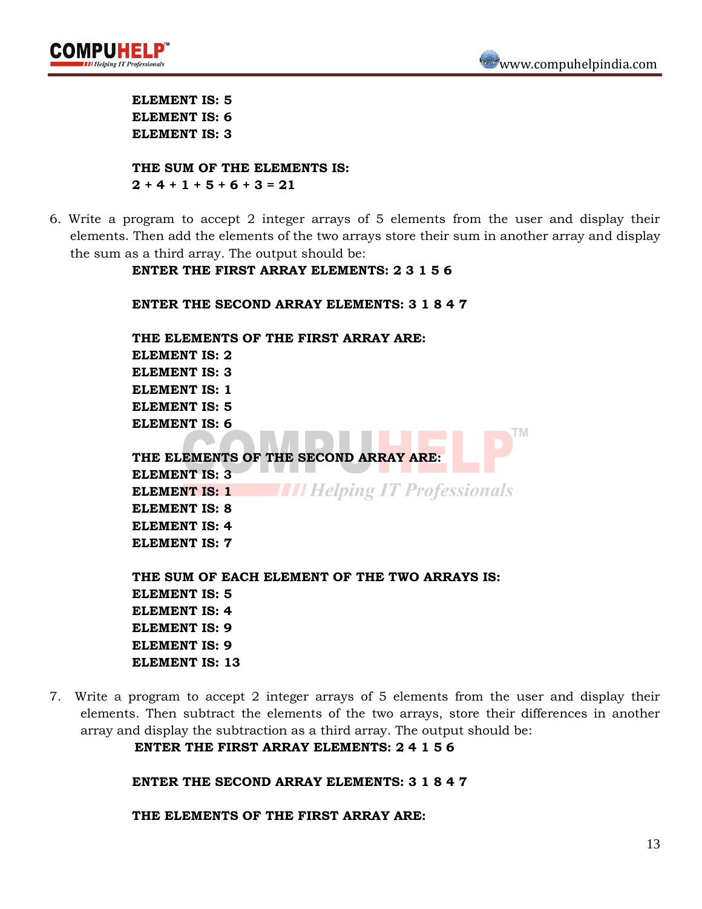**ELEMENT IS: 5**
**ELEMENT IS: 6**
**ELEMENT IS: 3**

**THE SUM OF THE ELEMENTS IS:**
**2 + 4 + 1 + 5 + 6 + 3 = 21**

6. Write a program to accept 2 integer arrays of 5 elements from the user and display their elements. Then add the elements of the two arrays store their sum in another array and display the sum as a third array. The output should be:

   **ENTER THE FIRST ARRAY ELEMENTS: 2 3 1 5 6**

   **ENTER THE SECOND ARRAY ELEMENTS: 3 1 8 4 7**

   **THE ELEMENTS OF THE FIRST ARRAY ARE:**
   **ELEMENT IS: 2**
   **ELEMENT IS: 3**
   **ELEMENT IS: 1**
   **ELEMENT IS: 5**
   **ELEMENT IS: 6**

   **THE ELEMENTS OF THE SECOND ARRAY ARE:**
   **ELEMENT IS: 3**
   **ELEMENT IS: 1**
   **ELEMENT IS: 8**
   **ELEMENT IS: 4**
   **ELEMENT IS: 7**

   **THE SUM OF EACH ELEMENT OF THE TWO ARRAYS IS:**
   **ELEMENT IS: 5**
   **ELEMENT IS: 4**
   **ELEMENT IS: 9**
   **ELEMENT IS: 9**
   **ELEMENT IS: 13**

7. Write a program to accept 2 integer arrays of 5 elements from the user and display their elements. Then subtract the elements of the two arrays, store their differences in another array and display the subtraction as a third array. The output should be:

   **ENTER THE FIRST ARRAY ELEMENTS: 2 4 1 5 6**

   **ENTER THE SECOND ARRAY ELEMENTS: 3 1 8 4 7**

   **THE ELEMENTS OF THE FIRST ARRAY ARE:**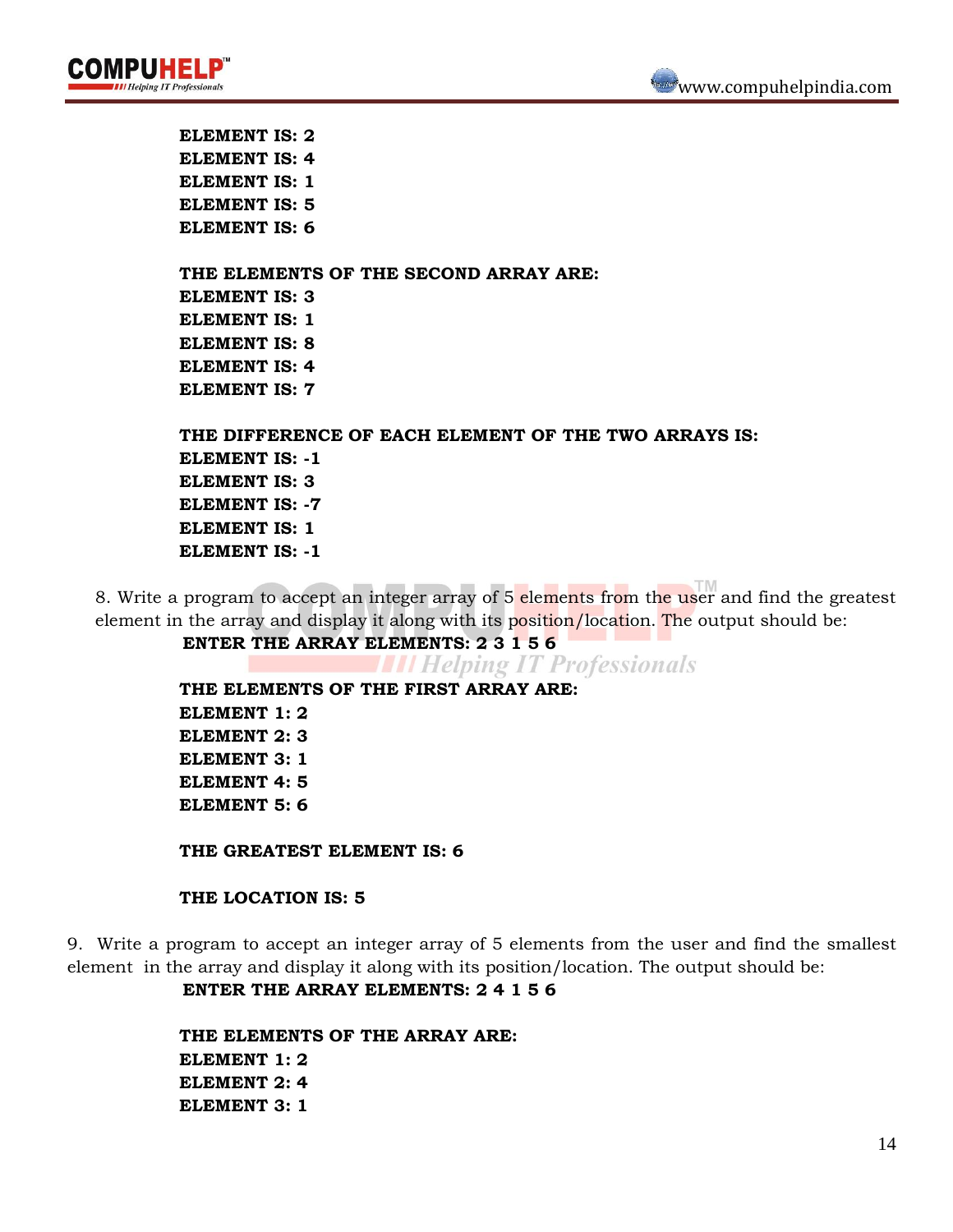**ELEMENT IS: 2**
**ELEMENT IS: 4**
**ELEMENT IS: 1**
**ELEMENT IS: 5**
**ELEMENT IS: 6**

**THE ELEMENTS OF THE SECOND ARRAY ARE:**
**ELEMENT IS: 3**
**ELEMENT IS: 1**
**ELEMENT IS: 8**
**ELEMENT IS: 4**
**ELEMENT IS: 7**

**THE DIFFERENCE OF EACH ELEMENT OF THE TWO ARRAYS IS:**
**ELEMENT IS: -1**
**ELEMENT IS: 3**
**ELEMENT IS: -7**
**ELEMENT IS: 1**
**ELEMENT IS: -1**

8. Write a program to accept an integer array of 5 elements from the user and find the greatest element in the array and display it along with its position/location. The output should be:

**ENTER THE ARRAY ELEMENTS: 2 3 1 5 6**

**THE ELEMENTS OF THE FIRST ARRAY ARE:**
**ELEMENT 1: 2**
**ELEMENT 2: 3**
**ELEMENT 3: 1**
**ELEMENT 4: 5**
**ELEMENT 5: 6**

**THE GREATEST ELEMENT IS: 6**

**THE LOCATION IS: 5**

9. Write a program to accept an integer array of 5 elements from the user and find the smallest element in the array and display it along with its position/location. The output should be:

**ENTER THE ARRAY ELEMENTS: 2 4 1 5 6**

**THE ELEMENTS OF THE ARRAY ARE:**
**ELEMENT 1: 2**
**ELEMENT 2: 4**
**ELEMENT 3: 1**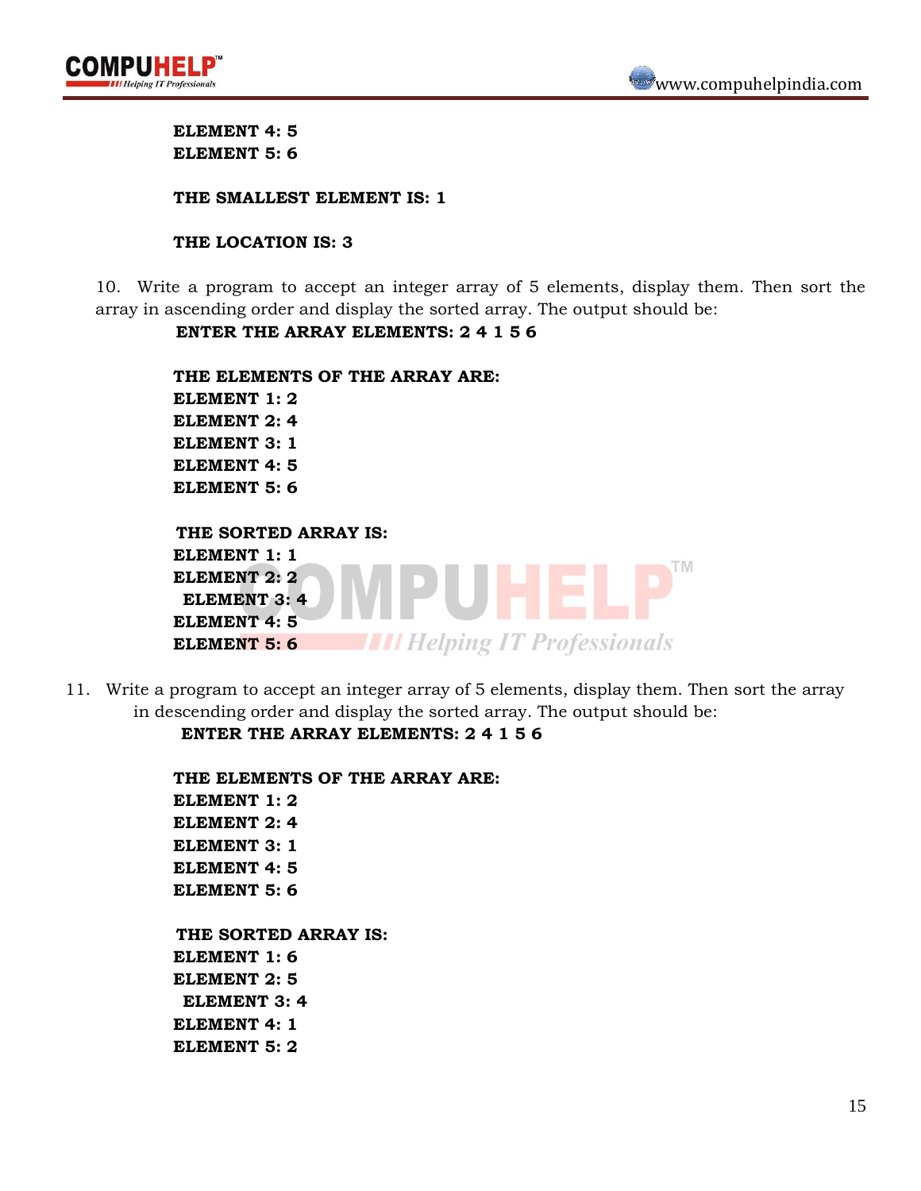**ELEMENT 4: 5**
**ELEMENT 5: 6**

**THE SMALLEST ELEMENT IS: 1**

**THE LOCATION IS: 3**

10. Write a program to accept an integer array of 5 elements, display them. Then sort the array in ascending order and display the sorted array. The output should be:

**ENTER THE ARRAY ELEMENTS: 2 4 1 5 6**

**THE ELEMENTS OF THE ARRAY ARE:**
**ELEMENT 1: 2**
**ELEMENT 2: 4**
**ELEMENT 3: 1**
**ELEMENT 4: 5**
**ELEMENT 5: 6**

**THE SORTED ARRAY IS:**
**ELEMENT 1: 1**
**ELEMENT 2: 2**
**ELEMENT 3: 4**
**ELEMENT 4: 5**
**ELEMENT 5: 6**

11. Write a program to accept an integer array of 5 elements, display them. Then sort the array in descending order and display the sorted array. The output should be:

**ENTER THE ARRAY ELEMENTS: 2 4 1 5 6**

**THE ELEMENTS OF THE ARRAY ARE:**
**ELEMENT 1: 2**
**ELEMENT 2: 4**
**ELEMENT 3: 1**
**ELEMENT 4: 5**
**ELEMENT 5: 6**

**THE SORTED ARRAY IS:**
**ELEMENT 1: 6**
**ELEMENT 2: 5**
**ELEMENT 3: 4**
**ELEMENT 4: 1**
**ELEMENT 5: 2**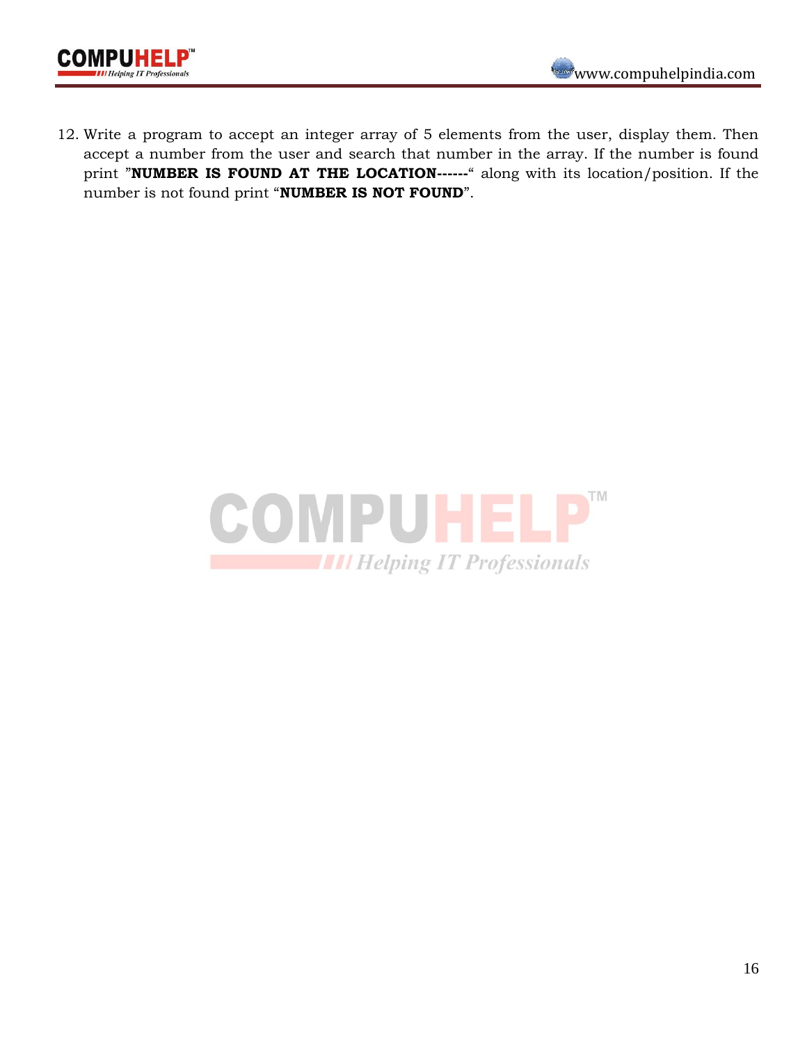12. Write a program to accept an integer array of 5 elements from the user, display them. Then accept a number from the user and search that number in the array. If the number is found print "**NUMBER IS FOUND AT THE LOCATION------**" along with its location/position. If the number is not found print "**NUMBER IS NOT FOUND**".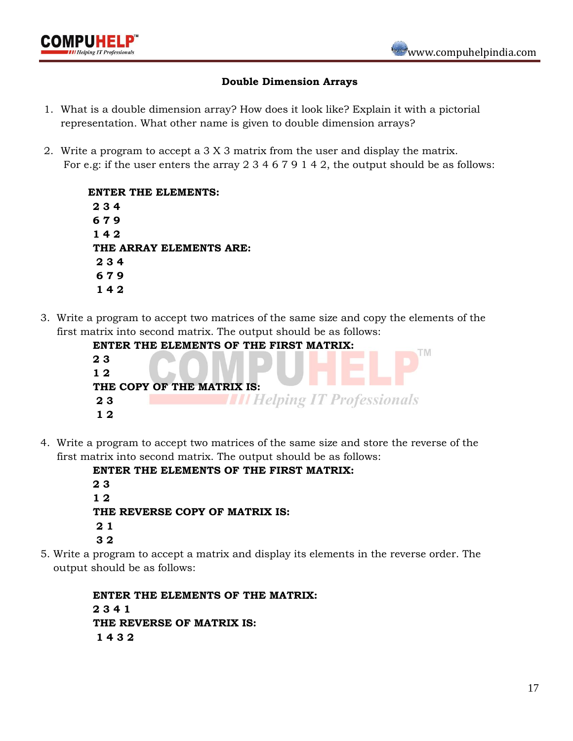### Double Dimension Arrays

1. What is a double dimension array? How does it look like? Explain it with a pictorial representation. What other name is given to double dimension arrays?

2. Write a program to accept a 3 X 3 matrix from the user and display the matrix. For e.g: if the user enters the array 2 3 4 6 7 9 1 4 2, the output should be as follows:

```
ENTER THE ELEMENTS:
 2 3 4
 6 7 9
 1 4 2
 THE ARRAY ELEMENTS ARE:
  2 3 4
  6 7 9
  1 4 2
```

3. Write a program to accept two matrices of the same size and copy the elements of the first matrix into second matrix. The output should be as follows:

```
ENTER THE ELEMENTS OF THE FIRST MATRIX:
2 3
1 2
THE COPY OF THE MATRIX IS:
 2 3
 1 2
```

4. Write a program to accept two matrices of the same size and store the reverse of the first matrix into second matrix. The output should be as follows:

```
ENTER THE ELEMENTS OF THE FIRST MATRIX:
2 3
1 2
THE REVERSE COPY OF MATRIX IS:
 2 1
 3 2
```

5. Write a program to accept a matrix and display its elements in the reverse order. The output should be as follows:

```
ENTER THE ELEMENTS OF THE MATRIX:
2 3 4 1
THE REVERSE OF MATRIX IS:
 1 4 3 2
```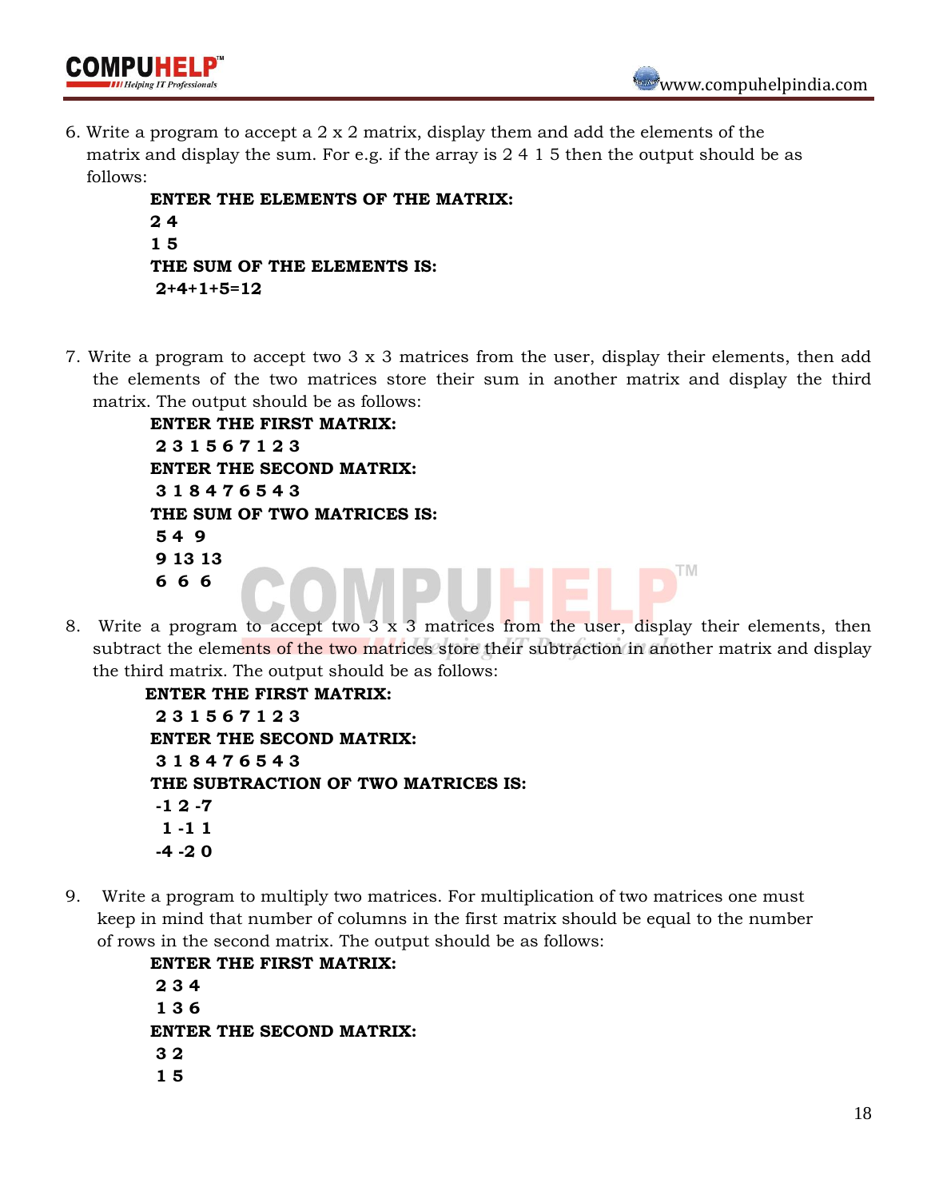6. Write a program to accept a 2 x 2 matrix, display them and add the elements of the matrix and display the sum. For e.g. if the array is 2 4 1 5 then the output should be as follows:

   **ENTER THE ELEMENTS OF THE MATRIX:**
   **2 4**
   **1 5**
   **THE SUM OF THE ELEMENTS IS:**
   **2+4+1+5=12**

7. Write a program to accept two 3 x 3 matrices from the user, display their elements, then add the elements of the two matrices store their sum in another matrix and display the third matrix. The output should be as follows:

   **ENTER THE FIRST MATRIX:**
   **2 3 1 5 6 7 1 2 3**
   **ENTER THE SECOND MATRIX:**
   **3 1 8 4 7 6 5 4 3**
   **THE SUM OF TWO MATRICES IS:**
   **5 4 9**
   **9 13 13**
   **6 6 6**

8. Write a program to accept two 3 x 3 matrices from the user, display their elements, then subtract the elements of the two matrices store their subtraction in another matrix and display the third matrix. The output should be as follows:

   **ENTER THE FIRST MATRIX:**
   **2 3 1 5 6 7 1 2 3**
   **ENTER THE SECOND MATRIX:**
   **3 1 8 4 7 6 5 4 3**
   **THE SUBTRACTION OF TWO MATRICES IS:**
   **-1 2 -7**
   **1 -1 1**
   **-4 -2 0**

9. Write a program to multiply two matrices. For multiplication of two matrices one must keep in mind that number of columns in the first matrix should be equal to the number of rows in the second matrix. The output should be as follows:

   **ENTER THE FIRST MATRIX:**
   **2 3 4**
   **1 3 6**
   **ENTER THE SECOND MATRIX:**
   **3 2**
   **1 5**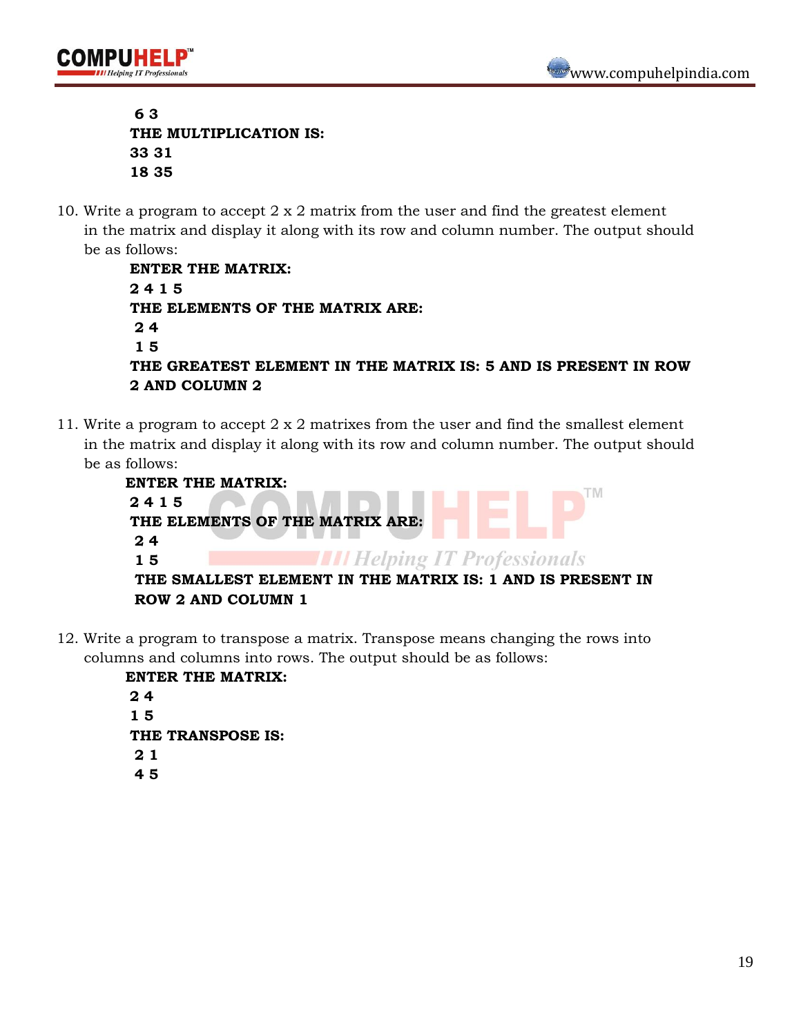**6 3**
**THE MULTIPLICATION IS:**
**33 31**
**18 35**

10. Write a program to accept 2 x 2 matrix from the user and find the greatest element in the matrix and display it along with its row and column number. The output should be as follows:

    **ENTER THE MATRIX:**
    **2 4 1 5**
    **THE ELEMENTS OF THE MATRIX ARE:**
    **2 4**
    **1 5**
    **THE GREATEST ELEMENT IN THE MATRIX IS: 5 AND IS PRESENT IN ROW 2 AND COLUMN 2**

11. Write a program to accept 2 x 2 matrixes from the user and find the smallest element in the matrix and display it along with its row and column number. The output should be as follows:

    **ENTER THE MATRIX:**
    **2 4 1 5**
    **THE ELEMENTS OF THE MATRIX ARE:**
    **2 4**
    **1 5**
    **THE SMALLEST ELEMENT IN THE MATRIX IS: 1 AND IS PRESENT IN ROW 2 AND COLUMN 1**

12. Write a program to transpose a matrix. Transpose means changing the rows into columns and columns into rows. The output should be as follows:

    **ENTER THE MATRIX:**
    **2 4**
    **1 5**
    **THE TRANSPOSE IS:**
    **2 1**
    **4 5**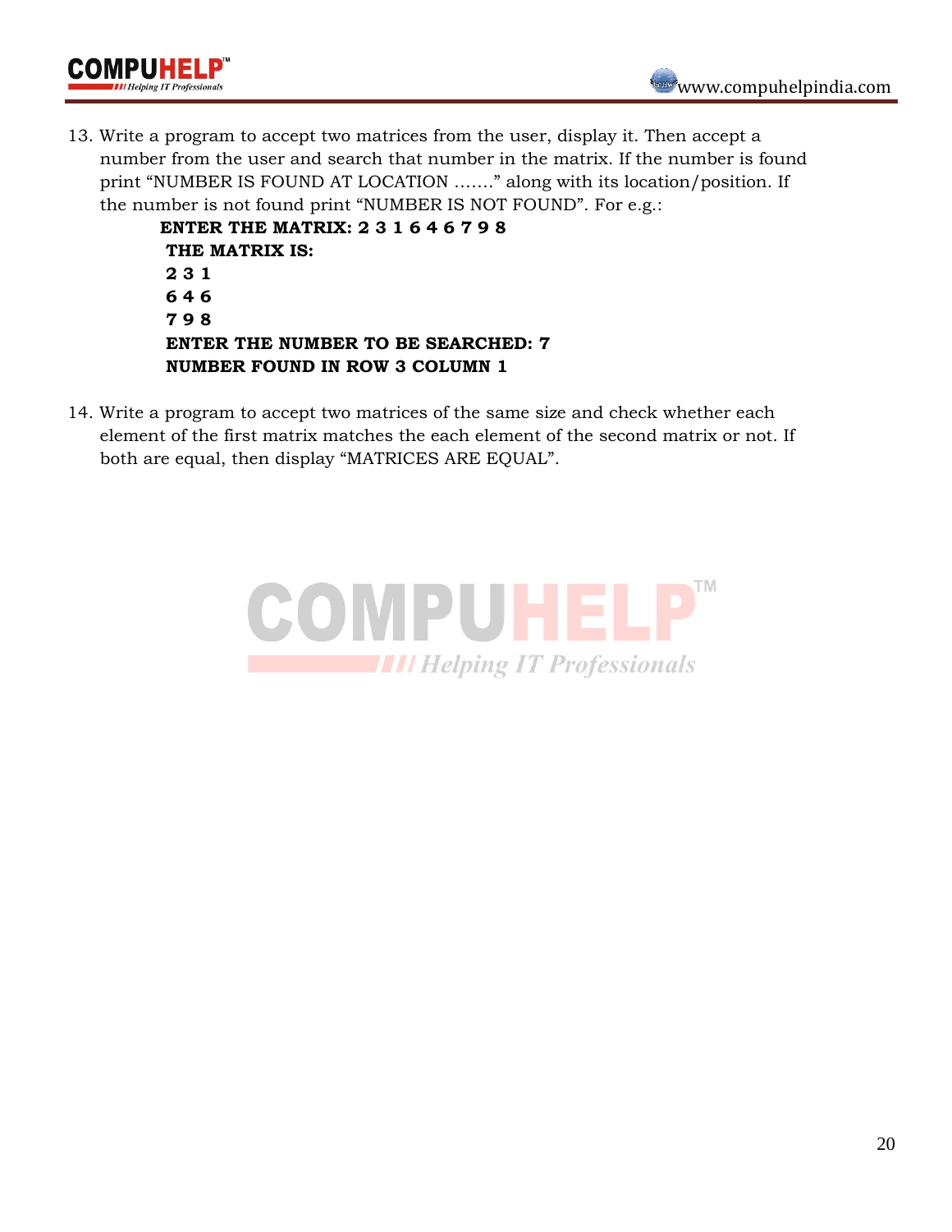13. Write a program to accept two matrices from the user, display it. Then accept a number from the user and search that number in the matrix. If the number is found print "NUMBER IS FOUND AT LOCATION ......." along with its location/position. If the number is not found print "NUMBER IS NOT FOUND". For e.g.:

```
ENTER THE MATRIX: 2 3 1 6 4 6 7 9 8
THE MATRIX IS:
2 3 1
6 4 6
7 9 8
ENTER THE NUMBER TO BE SEARCHED: 7
NUMBER FOUND IN ROW 3 COLUMN 1
```

14. Write a program to accept two matrices of the same size and check whether each element of the first matrix matches the each element of the second matrix or not. If both are equal, then display "MATRICES ARE EQUAL".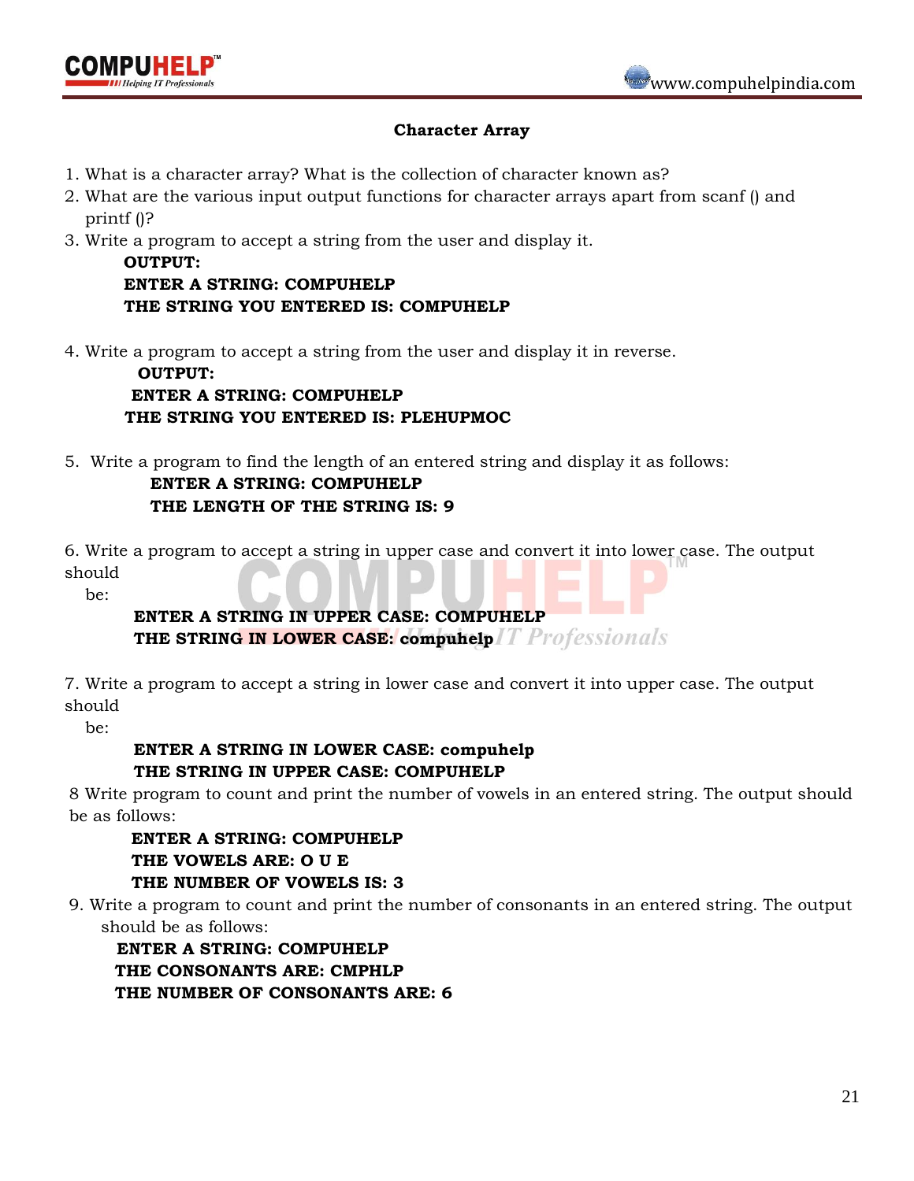## Character Array

1. What is a character array? What is the collection of character known as?
2. What are the various input output functions for character arrays apart from scanf () and printf ()?
3. Write a program to accept a string from the user and display it.

   **OUTPUT:**
   **ENTER A STRING: COMPUHELP**
   **THE STRING YOU ENTERED IS: COMPUHELP**

4. Write a program to accept a string from the user and display it in reverse.

   **OUTPUT:**
   **ENTER A STRING: COMPUHELP**
   **THE STRING YOU ENTERED IS: PLEHUPMOC**

5. Write a program to find the length of an entered string and display it as follows:

   **ENTER A STRING: COMPUHELP**
   **THE LENGTH OF THE STRING IS: 9**

6. Write a program to accept a string in upper case and convert it into lower case. The output should be:

   **ENTER A STRING IN UPPER CASE: COMPUHELP**
   **THE STRING IN LOWER CASE: compuhelp**

7. Write a program to accept a string in lower case and convert it into upper case. The output should be:

   **ENTER A STRING IN LOWER CASE: compuhelp**
   **THE STRING IN UPPER CASE: COMPUHELP**

8 Write program to count and print the number of vowels in an entered string. The output should be as follows:

   **ENTER A STRING: COMPUHELP**
   **THE VOWELS ARE: O U E**
   **THE NUMBER OF VOWELS IS: 3**

9. Write a program to count and print the number of consonants in an entered string. The output should be as follows:

   **ENTER A STRING: COMPUHELP**
   **THE CONSONANTS ARE: CMPHLP**
   **THE NUMBER OF CONSONANTS ARE: 6**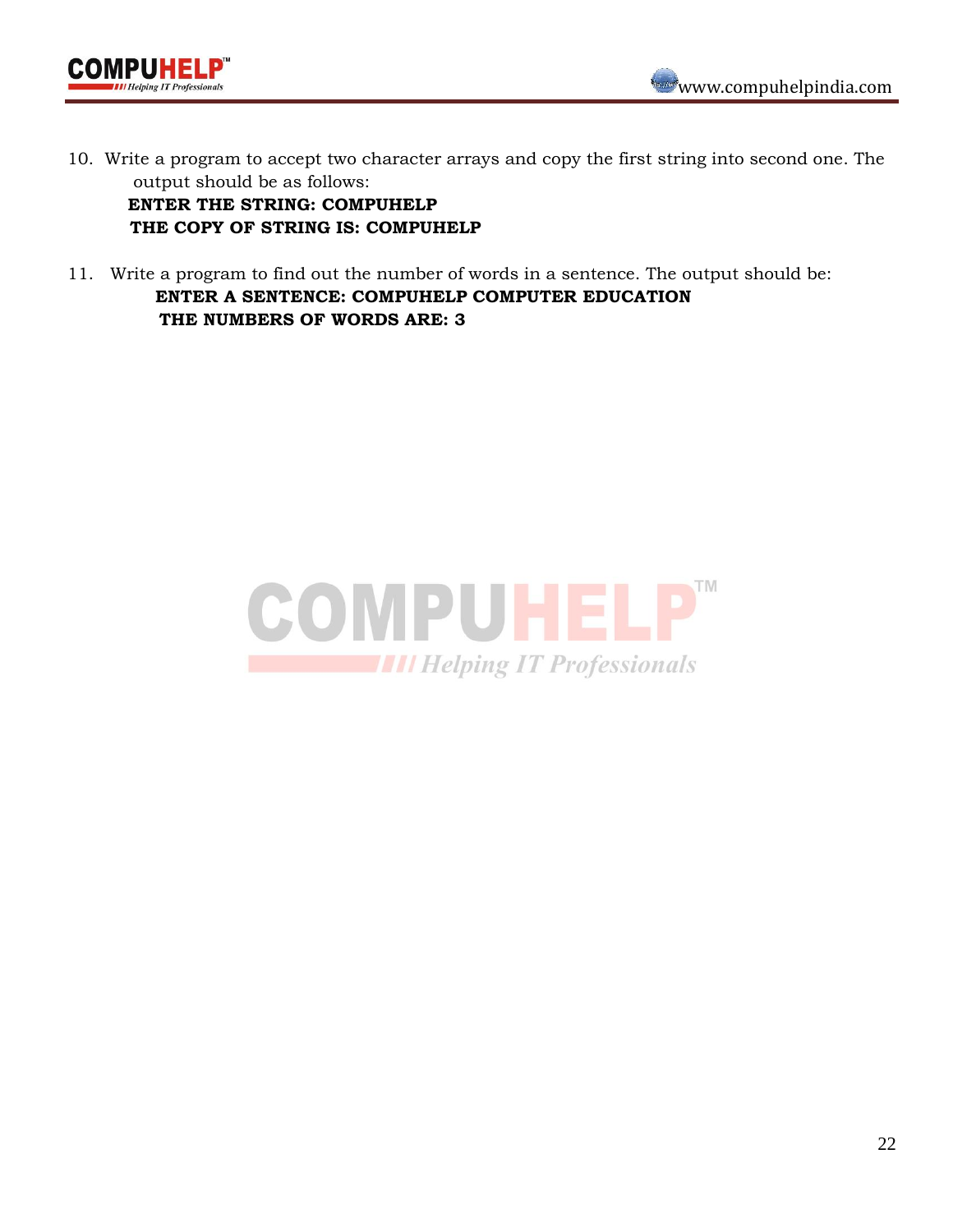10. Write a program to accept two character arrays and copy the first string into second one. The output should be as follows:

    **ENTER THE STRING: COMPUHELP**

    **THE COPY OF STRING IS: COMPUHELP**

11. Write a program to find out the number of words in a sentence. The output should be:

    **ENTER A SENTENCE: COMPUHELP COMPUTER EDUCATION**

    **THE NUMBERS OF WORDS ARE: 3**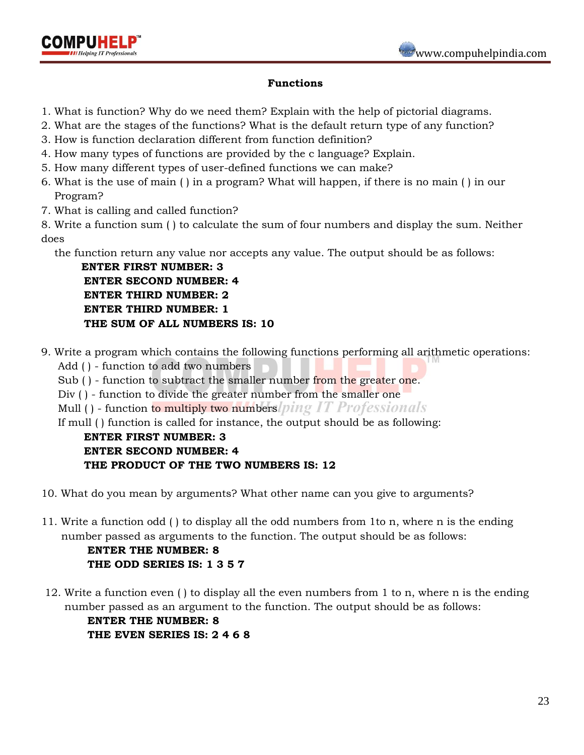**Functions**

1. What is function? Why do we need them? Explain with the help of pictorial diagrams.
2. What are the stages of the functions? What is the default return type of any function?
3. How is function declaration different from function definition?
4. How many types of functions are provided by the c language? Explain.
5. How many different types of user-defined functions we can make?
6. What is the use of main ( ) in a program? What will happen, if there is no main ( ) in our Program?
7. What is calling and called function?
8. Write a function sum ( ) to calculate the sum of four numbers and display the sum. Neither does the function return any value nor accepts any value. The output should be as follows:

   **ENTER FIRST NUMBER: 3**
   **ENTER SECOND NUMBER: 4**
   **ENTER THIRD NUMBER: 2**
   **ENTER THIRD NUMBER: 1**
   **THE SUM OF ALL NUMBERS IS: 10**

9. Write a program which contains the following functions performing all arithmetic operations:
   Add ( ) - function to add two numbers
   Sub ( ) - function to subtract the smaller number from the greater one.
   Div ( ) - function to divide the greater number from the smaller one
   Mull ( ) - function to multiply two numbers
   If mull ( ) function is called for instance, the output should be as following:

   **ENTER FIRST NUMBER: 3**
   **ENTER SECOND NUMBER: 4**
   **THE PRODUCT OF THE TWO NUMBERS IS: 12**

10. What do you mean by arguments? What other name can you give to arguments?

11. Write a function odd ( ) to display all the odd numbers from 1to n, where n is the ending number passed as arguments to the function. The output should be as follows:

    **ENTER THE NUMBER: 8**
    **THE ODD SERIES IS: 1 3 5 7**

12. Write a function even ( ) to display all the even numbers from 1 to n, where n is the ending number passed as an argument to the function. The output should be as follows:

    **ENTER THE NUMBER: 8**
    **THE EVEN SERIES IS: 2 4 6 8**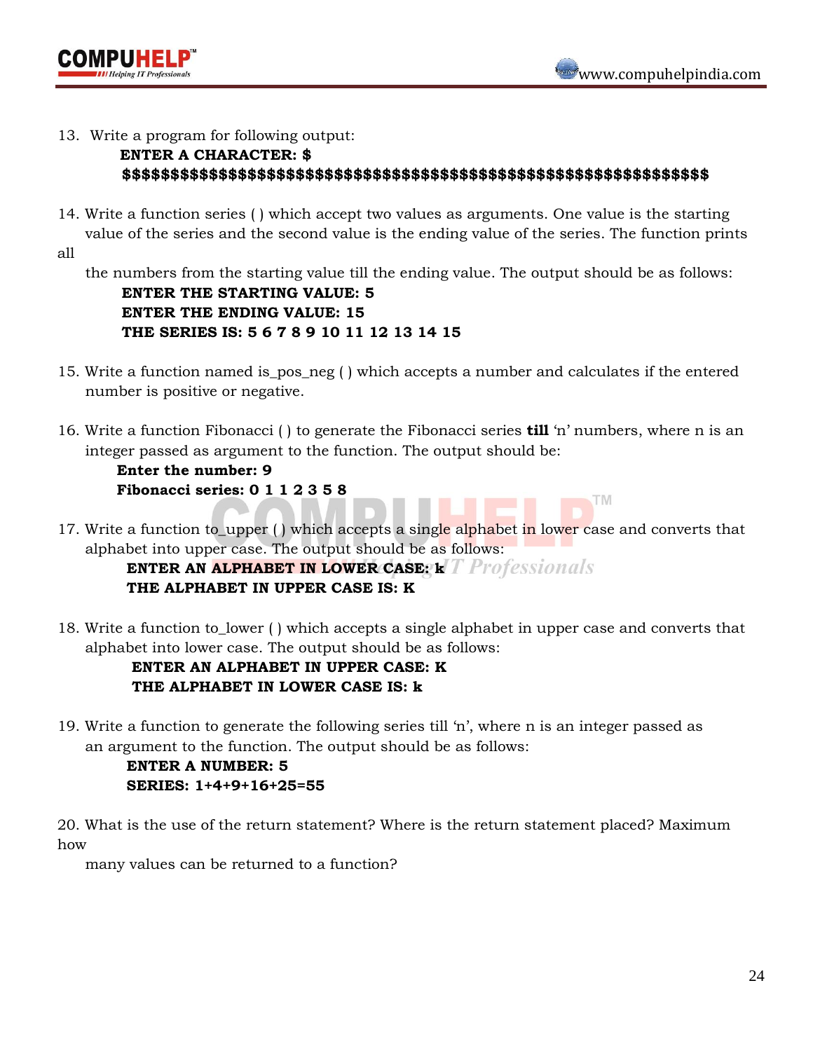13. Write a program for following output:

    **ENTER A CHARACTER: $**
    **$$$$$$$$$$$$$$$$$$$$$$$$$$$$$$$$$$$$$$$$$$$$$$$$$$$$$$$$$$$$$$$$$$$$**

14. Write a function series ( ) which accept two values as arguments. One value is the starting value of the series and the second value is the ending value of the series. The function prints all the numbers from the starting value till the ending value. The output should be as follows:

    **ENTER THE STARTING VALUE: 5**
    **ENTER THE ENDING VALUE: 15**
    **THE SERIES IS: 5 6 7 8 9 10 11 12 13 14 15**

15. Write a function named is_pos_neg ( ) which accepts a number and calculates if the entered number is positive or negative.

16. Write a function Fibonacci ( ) to generate the Fibonacci series **till** 'n' numbers, where n is an integer passed as argument to the function. The output should be:

    **Enter the number: 9**
    **Fibonacci series: 0 1 1 2 3 5 8**

17. Write a function to_upper ( ) which accepts a single alphabet in lower case and converts that alphabet into upper case. The output should be as follows:

    **ENTER AN ALPHABET IN LOWER CASE: k**
    **THE ALPHABET IN UPPER CASE IS: K**

18. Write a function to_lower ( ) which accepts a single alphabet in upper case and converts that alphabet into lower case. The output should be as follows:

    **ENTER AN ALPHABET IN UPPER CASE: K**
    **THE ALPHABET IN LOWER CASE IS: k**

19. Write a function to generate the following series till 'n', where n is an integer passed as an argument to the function. The output should be as follows:

    **ENTER A NUMBER: 5**
    **SERIES: 1+4+9+16+25=55**

20. What is the use of the return statement? Where is the return statement placed? Maximum how many values can be returned to a function?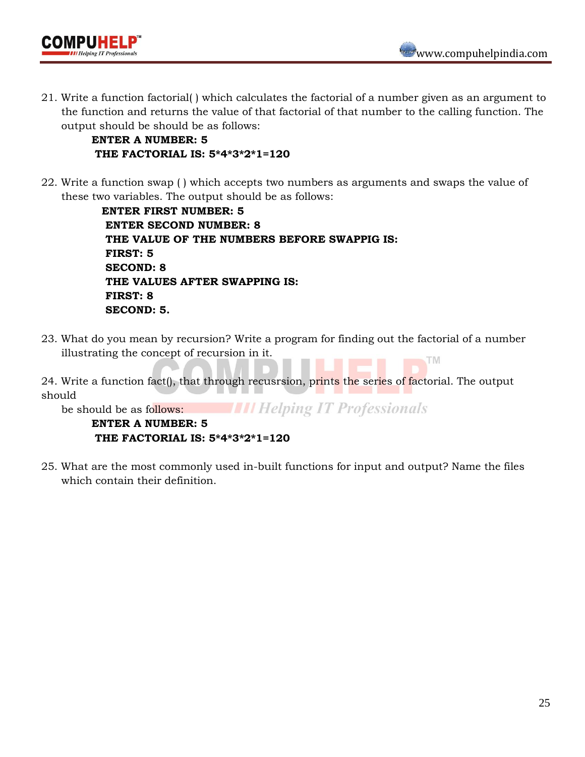21. Write a function factorial( ) which calculates the factorial of a number given as an argument to the function and returns the value of that factorial of that number to the calling function. The output should be should be as follows:

    **ENTER A NUMBER: 5**
    **THE FACTORIAL IS: 5*4*3*2*1=120**

22. Write a function swap ( ) which accepts two numbers as arguments and swaps the value of these two variables. The output should be as follows:

    **ENTER FIRST NUMBER: 5**
    **ENTER SECOND NUMBER: 8**
    **THE VALUE OF THE NUMBERS BEFORE SWAPPIG IS:**
    **FIRST: 5**
    **SECOND: 8**
    **THE VALUES AFTER SWAPPING IS:**
    **FIRST: 8**
    **SECOND: 5.**

23. What do you mean by recursion? Write a program for finding out the factorial of a number illustrating the concept of recursion in it.

24. Write a function fact(), that through recusrsion, prints the series of factorial. The output should
    be should be as follows:

    **ENTER A NUMBER: 5**
    **THE FACTORIAL IS: 5*4*3*2*1=120**

25. What are the most commonly used in-built functions for input and output? Name the files which contain their definition.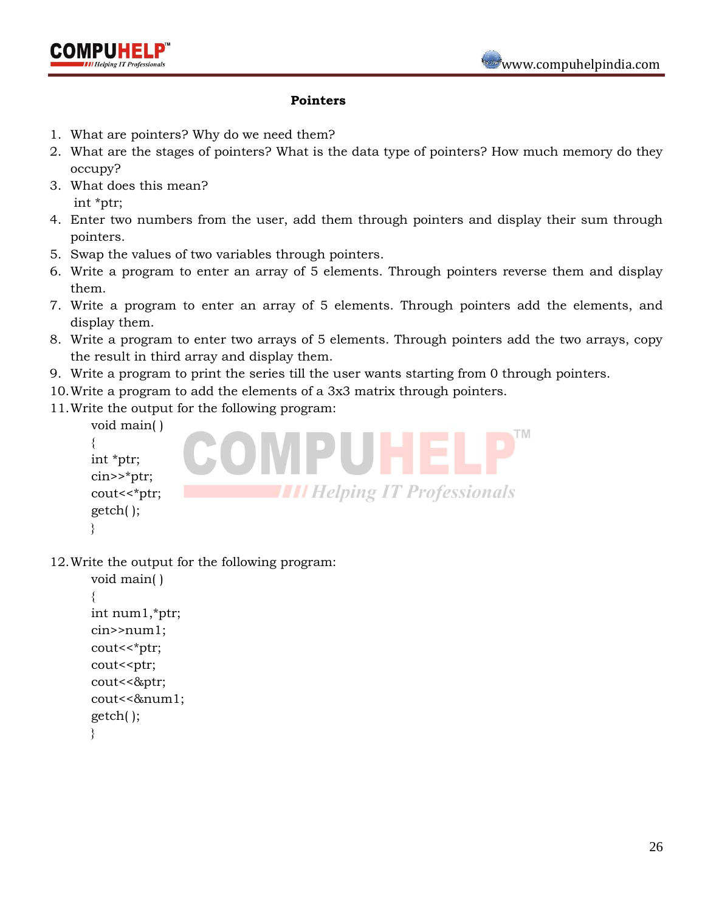## Pointers

1. What are pointers? Why do we need them?
2. What are the stages of pointers? What is the data type of pointers? How much memory do they occupy?
3. What does this mean?
   int *ptr;
4. Enter two numbers from the user, add them through pointers and display their sum through pointers.
5. Swap the values of two variables through pointers.
6. Write a program to enter an array of 5 elements. Through pointers reverse them and display them.
7. Write a program to enter an array of 5 elements. Through pointers add the elements, and display them.
8. Write a program to enter two arrays of 5 elements. Through pointers add the two arrays, copy the result in third array and display them.
9. Write a program to print the series till the user wants starting from 0 through pointers.
10. Write a program to add the elements of a 3x3 matrix through pointers.
11. Write the output for the following program:

```
void main( )
{
int *ptr;
cin>>*ptr;
cout<<*ptr;
getch( );
}
```

12. Write the output for the following program:

```
void main( )
{
int num1,*ptr;
cin>>num1;
cout<<*ptr;
cout<<ptr;
cout<<&ptr;
cout<<&num1;
getch( );
}
```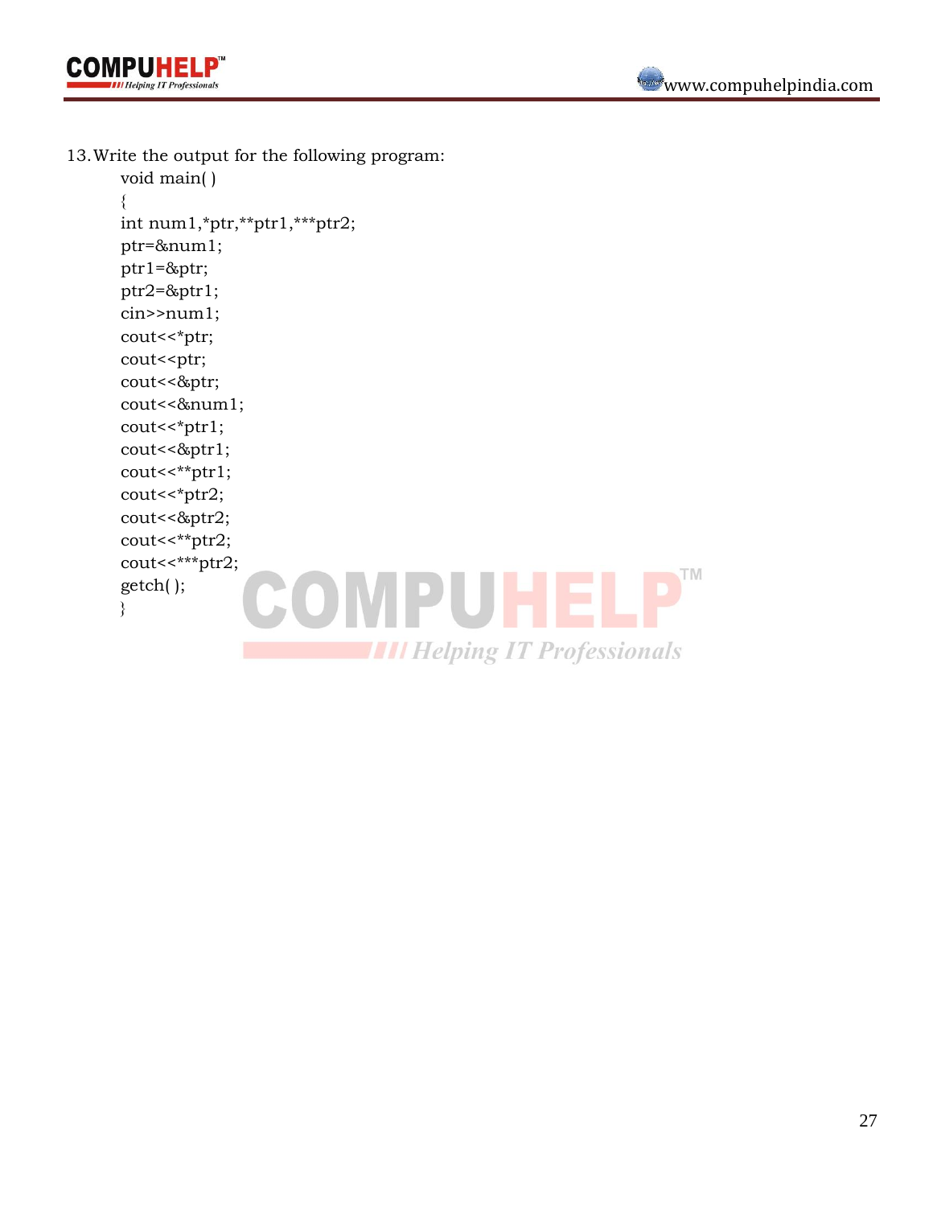13. Write the output for the following program:

```
void main( )
{
int num1,*ptr,**ptr1,***ptr2;
ptr=&num1;
ptr1=&ptr;
ptr2=&ptr1;
cin>>num1;
cout<<*ptr;
cout<<ptr;
cout<<&ptr;
cout<<&num1;
cout<<*ptr1;
cout<<&ptr1;
cout<<**ptr1;
cout<<*ptr2;
cout<<&ptr2;
cout<<**ptr2;
cout<<***ptr2;
getch( );
}
```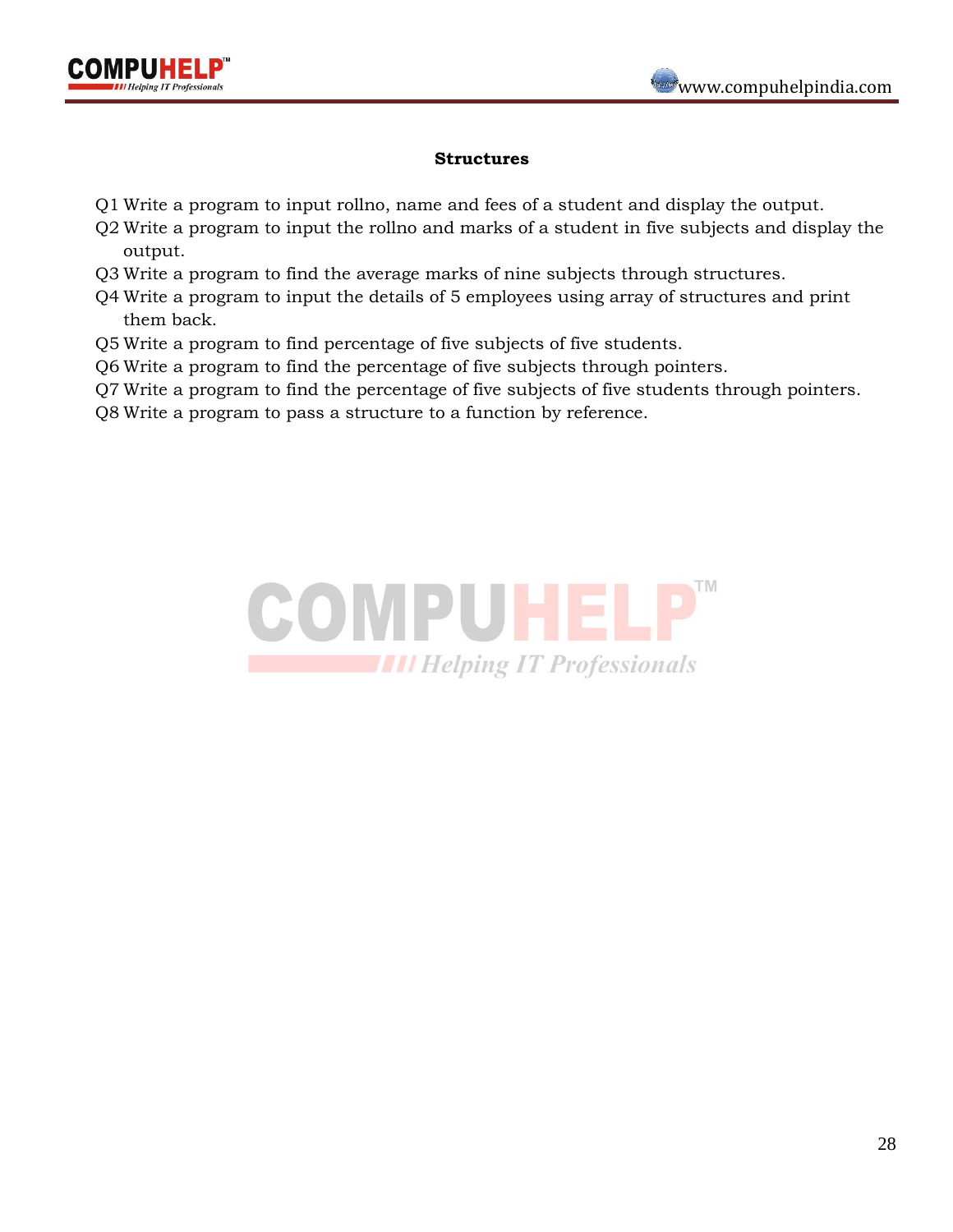## Structures

Q1 Write a program to input rollno, name and fees of a student and display the output.
Q2 Write a program to input the rollno and marks of a student in five subjects and display the output.
Q3 Write a program to find the average marks of nine subjects through structures.
Q4 Write a program to input the details of 5 employees using array of structures and print them back.
Q5 Write a program to find percentage of five subjects of five students.
Q6 Write a program to find the percentage of five subjects through pointers.
Q7 Write a program to find the percentage of five subjects of five students through pointers.
Q8 Write a program to pass a structure to a function by reference.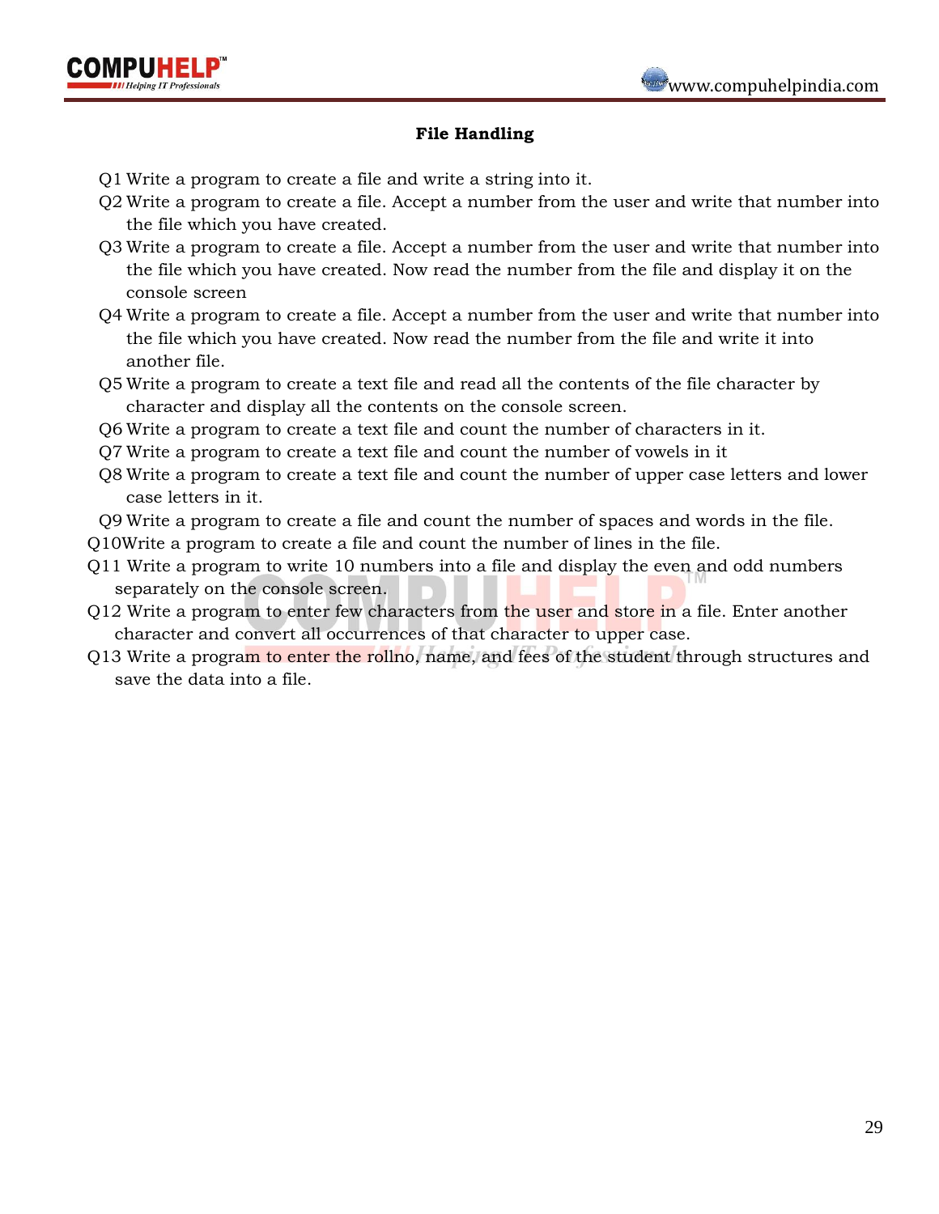## File Handling

Q1 Write a program to create a file and write a string into it.

Q2 Write a program to create a file. Accept a number from the user and write that number into the file which you have created.

Q3 Write a program to create a file. Accept a number from the user and write that number into the file which you have created. Now read the number from the file and display it on the console screen

Q4 Write a program to create a file. Accept a number from the user and write that number into the file which you have created. Now read the number from the file and write it into another file.

Q5 Write a program to create a text file and read all the contents of the file character by character and display all the contents on the console screen.

Q6 Write a program to create a text file and count the number of characters in it.

Q7 Write a program to create a text file and count the number of vowels in it

Q8 Write a program to create a text file and count the number of upper case letters and lower case letters in it.

Q9 Write a program to create a file and count the number of spaces and words in the file.

Q10Write a program to create a file and count the number of lines in the file.

Q11 Write a program to write 10 numbers into a file and display the even and odd numbers separately on the console screen.

Q12 Write a program to enter few characters from the user and store in a file. Enter another character and convert all occurrences of that character to upper case.

Q13 Write a program to enter the rollno, name, and fees of the student through structures and save the data into a file.